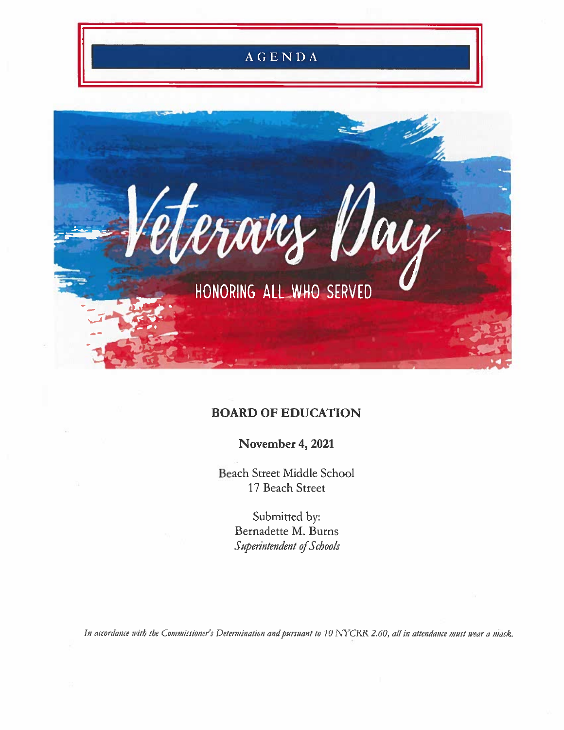# AGENDA

Veterans Day

HONORING ALL WHO SERVED

**BOARD OF EDUCATION**

**November 4, 2021**

Beach Street Middle School
17 Beach Street

Submitted by:
Bernadette M. Burns
*Superintendent of Schools*

*In accordance with the Commissioner's Determination and pursuant to 10 NYCRR 2.60, all in attendance must wear a mask.*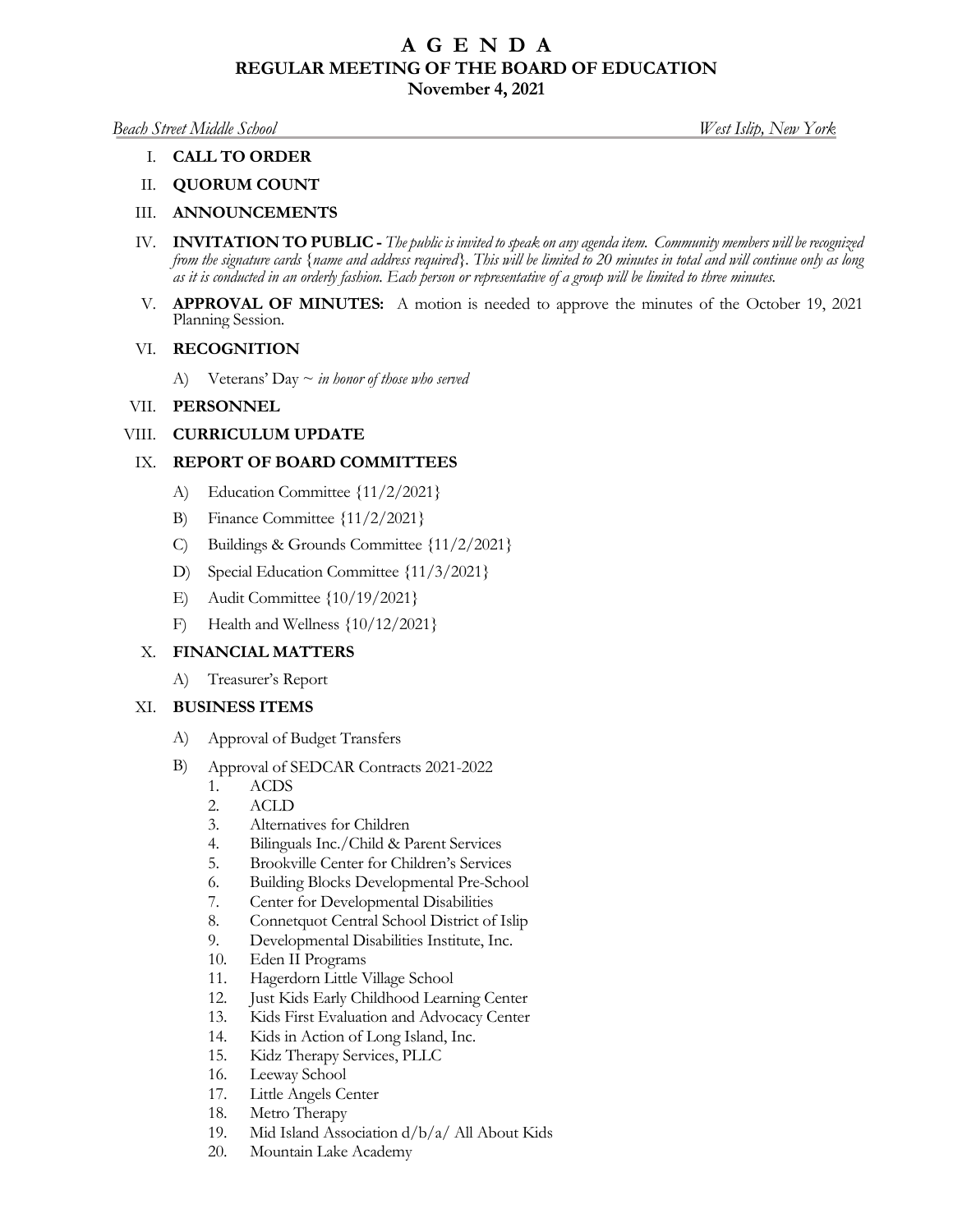# A G E N D A
## REGULAR MEETING OF THE BOARD OF EDUCATION
## November 4, 2021

*Beach Street Middle School* *West Islip, New York*

I. **CALL TO ORDER**

II. **QUORUM COUNT**

III. **ANNOUNCEMENTS**

IV. **INVITATION TO PUBLIC -** *The public is invited to speak on any agenda item. Community members will be recognized from the signature cards {name and address required}. This will be limited to 20 minutes in total and will continue only as long as it is conducted in an orderly fashion. Each person or representative of a group will be limited to three minutes.*

V. **APPROVAL OF MINUTES:** A motion is needed to approve the minutes of the October 19, 2021 Planning Session.

VI. **RECOGNITION**

- A) Veterans' Day ~ *in honor of those who served*

VII. **PERSONNEL**

VIII. **CURRICULUM UPDATE**

IX. **REPORT OF BOARD COMMITTEES**

- A) Education Committee {11/2/2021}
- B) Finance Committee {11/2/2021}
- C) Buildings & Grounds Committee {11/2/2021}
- D) Special Education Committee {11/3/2021}
- E) Audit Committee {10/19/2021}
- F) Health and Wellness {10/12/2021}

X. **FINANCIAL MATTERS**

- A) Treasurer's Report

XI. **BUSINESS ITEMS**

- A) Approval of Budget Transfers
- B) Approval of SEDCAR Contracts 2021-2022
  1. ACDS
  2. ACLD
  3. Alternatives for Children
  4. Bilinguals Inc./Child & Parent Services
  5. Brookville Center for Children's Services
  6. Building Blocks Developmental Pre-School
  7. Center for Developmental Disabilities
  8. Connetquot Central School District of Islip
  9. Developmental Disabilities Institute, Inc.
  10. Eden II Programs
  11. Hagerdorn Little Village School
  12. Just Kids Early Childhood Learning Center
  13. Kids First Evaluation and Advocacy Center
  14. Kids in Action of Long Island, Inc.
  15. Kidz Therapy Services, PLLC
  16. Leeway School
  17. Little Angels Center
  18. Metro Therapy
  19. Mid Island Association d/b/a/ All About Kids
  20. Mountain Lake Academy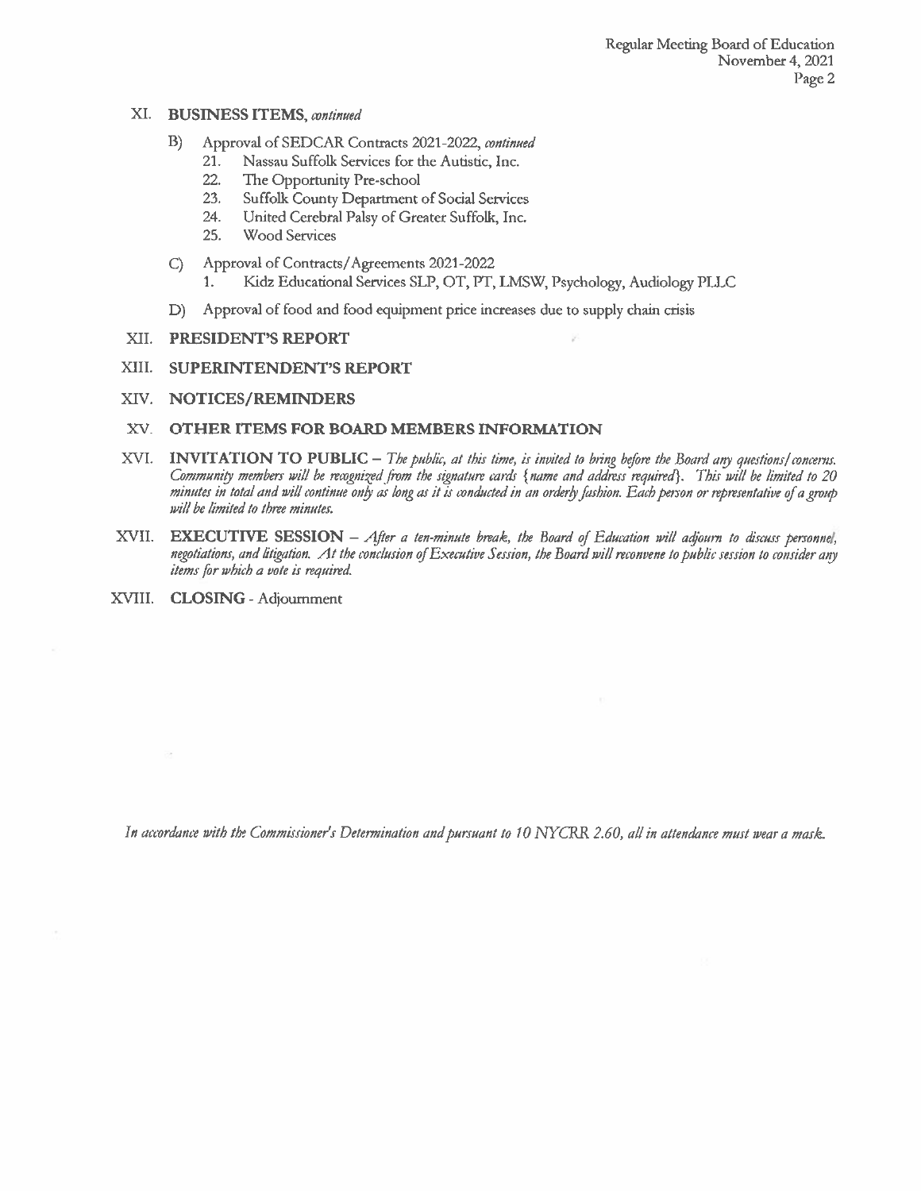## XI. **BUSINESS ITEMS**, *continued*

B) Approval of SEDCAR Contracts 2021-2022, *continued*
   21. Nassau Suffolk Services for the Autistic, Inc.
   22. The Opportunity Pre-school
   23. Suffolk County Department of Social Services
   24. United Cerebral Palsy of Greater Suffolk, Inc.
   25. Wood Services

C) Approval of Contracts/Agreements 2021-2022
   1. Kidz Educational Services SLP, OT, PT, LMSW, Psychology, Audiology PLLC

D) Approval of food and food equipment price increases due to supply chain crisis

## XII. **PRESIDENT'S REPORT**

## XIII. **SUPERINTENDENT'S REPORT**

## XIV. **NOTICES/REMINDERS**

## XV. **OTHER ITEMS FOR BOARD MEMBERS INFORMATION**

## XVI. **INVITATION TO PUBLIC** – *The public, at this time, is invited to bring before the Board any questions/concerns. Community members will be recognized from the signature cards {name and address required}. This will be limited to 20 minutes in total and will continue only as long as it is conducted in an orderly fashion. Each person or representative of a group will be limited to three minutes.*

## XVII. **EXECUTIVE SESSION** – *After a ten-minute break, the Board of Education will adjourn to discuss personnel, negotiations, and litigation. At the conclusion of Executive Session, the Board will reconvene to public session to consider any items for which a vote is required.*

## XVIII. **CLOSING** - Adjournment

*In accordance with the Commissioner's Determination and pursuant to 10 NYCRR 2.60, all in attendance must wear a mask.*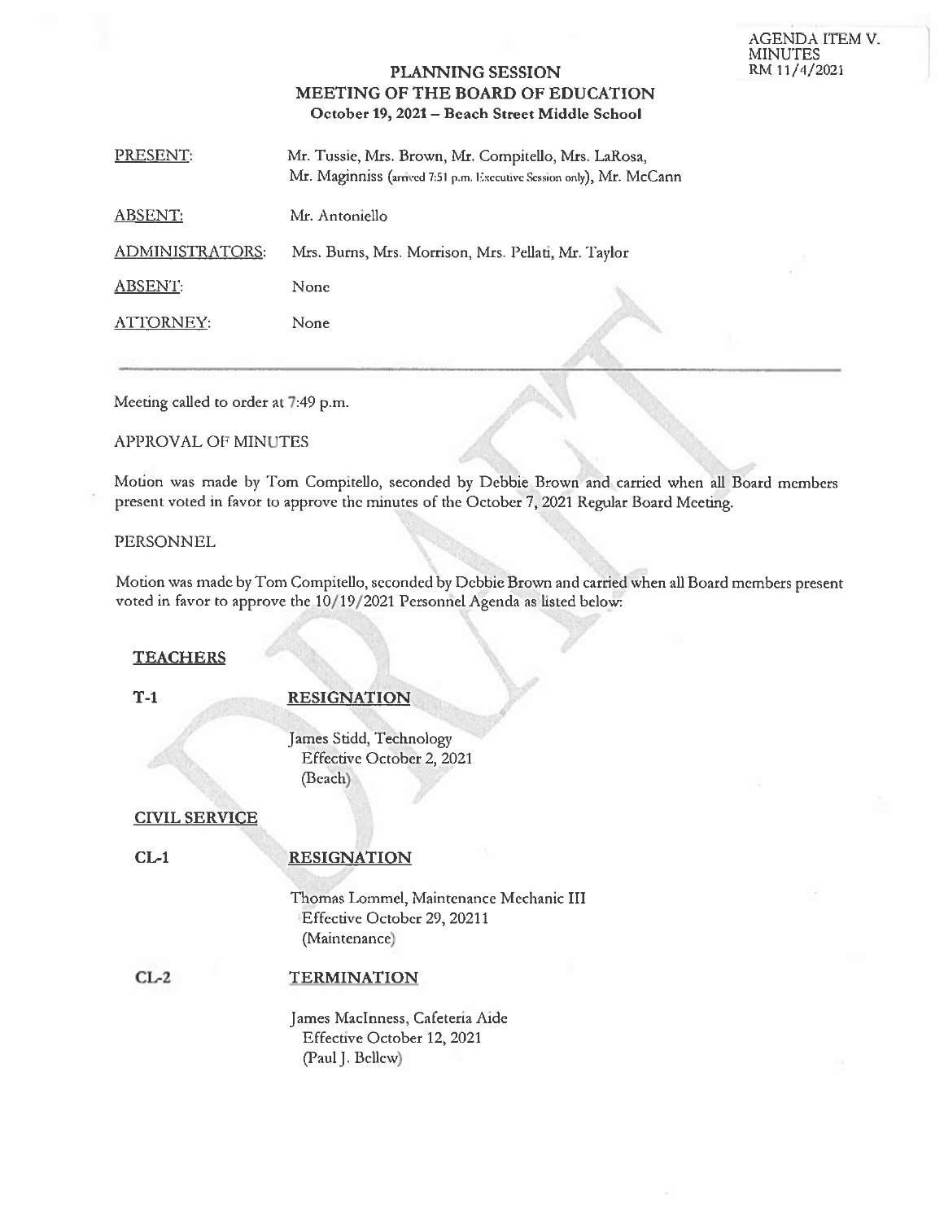AGENDA ITEM V.
MINUTES
RM 11/4/2021

# PLANNING SESSION
# MEETING OF THE BOARD OF EDUCATION
**October 19, 2021 – Beach Street Middle School**

| | |
|---|---|
| PRESENT: | Mr. Tussie, Mrs. Brown, Mr. Compitello, Mrs. LaRosa, Mr. Maginniss (arrived 7:51 p.m. Executive Session only), Mr. McCann |
| ABSENT: | Mr. Antoniello |
| ADMINISTRATORS: | Mrs. Burns, Mrs. Morrison, Mrs. Pellati, Mr. Taylor |
| ABSENT: | None |
| ATTORNEY: | None |

---

Meeting called to order at 7:49 p.m.

APPROVAL OF MINUTES

Motion was made by Tom Compitello, seconded by Debbie Brown and carried when all Board members present voted in favor to approve the minutes of the October 7, 2021 Regular Board Meeting.

PERSONNEL

Motion was made by Tom Compitello, seconded by Debbie Brown and carried when all Board members present voted in favor to approve the 10/19/2021 Personnel Agenda as listed below:

**TEACHERS**

**T-1** **RESIGNATION**

James Stidd, Technology
Effective October 2, 2021
(Beach)

**CIVIL SERVICE**

**CL-1** **RESIGNATION**

Thomas Lommel, Maintenance Mechanic III
Effective October 29, 20211
(Maintenance)

**CL-2** **TERMINATION**

James MacInness, Cafeteria Aide
Effective October 12, 2021
(Paul J. Bellew)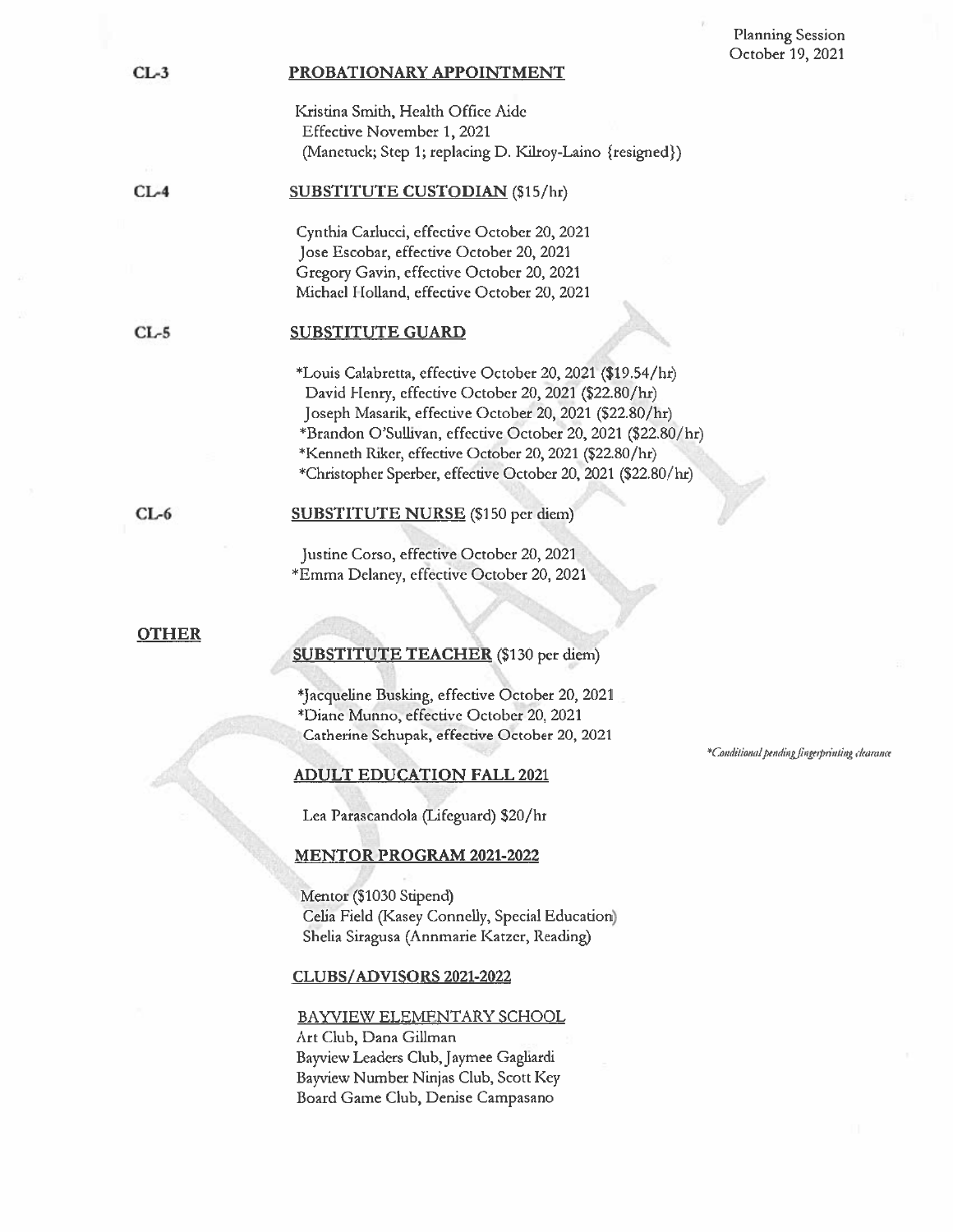Planning Session
October 19, 2021

**CL-3** **PROBATIONARY APPOINTMENT**

Kristina Smith, Health Office Aide
Effective November 1, 2021
(Manetuck; Step 1; replacing D. Kilroy-Laino {resigned})

**CL-4** **SUBSTITUTE CUSTODIAN** ($15/hr)

Cynthia Carlucci, effective October 20, 2021
Jose Escobar, effective October 20, 2021
Gregory Gavin, effective October 20, 2021
Michael Holland, effective October 20, 2021

**CL-5** **SUBSTITUTE GUARD**

*Louis Calabretta, effective October 20, 2021 ($19.54/hr)
David Henry, effective October 20, 2021 ($22.80/hr)
Joseph Masarik, effective October 20, 2021 ($22.80/hr)
*Brandon O'Sullivan, effective October 20, 2021 ($22.80/hr)
*Kenneth Riker, effective October 20, 2021 ($22.80/hr)
*Christopher Sperber, effective October 20, 2021 ($22.80/hr)

**CL-6** **SUBSTITUTE NURSE** ($150 per diem)

Justine Corso, effective October 20, 2021
*Emma Delaney, effective October 20, 2021

## OTHER

**SUBSTITUTE TEACHER** ($130 per diem)

*Jacqueline Busking, effective October 20, 2021
*Diane Munno, effective October 20, 2021
Catherine Schupak, effective October 20, 2021

*\*Conditional pending fingerprinting clearance*

**ADULT EDUCATION FALL 2021**

Lea Parascandola (Lifeguard) $20/hr

**MENTOR PROGRAM 2021-2022**

Mentor ($1030 Stipend)
Celia Field (Kasey Connelly, Special Education)
Shelia Siragusa (Annmarie Katzer, Reading)

**CLUBS/ADVISORS 2021-2022**

BAYVIEW ELEMENTARY SCHOOL
Art Club, Dana Gillman
Bayview Leaders Club, Jaymee Gagliardi
Bayview Number Ninjas Club, Scott Key
Board Game Club, Denise Campasano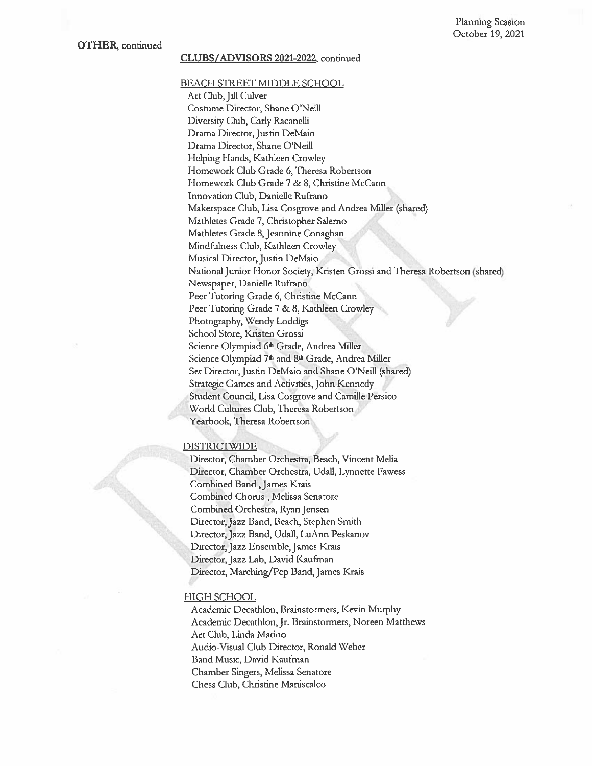**OTHER**, continued

**CLUBS/ADVISORS 2021-2022**, continued

BEACH STREET MIDDLE SCHOOL

Art Club, Jill Culver
Costume Director, Shane O'Neill
Diversity Club, Carly Racanelli
Drama Director, Justin DeMaio
Drama Director, Shane O'Neill
Helping Hands, Kathleen Crowley
Homework Club Grade 6, Theresa Robertson
Homework Club Grade 7 & 8, Christine McCann
Innovation Club, Danielle Rufrano
Makerspace Club, Lisa Cosgrove and Andrea Miller (shared)
Mathletes Grade 7, Christopher Salerno
Mathletes Grade 8, Jeannine Conaghan
Mindfulness Club, Kathleen Crowley
Musical Director, Justin DeMaio
National Junior Honor Society, Kristen Grossi and Theresa Robertson (shared)
Newspaper, Danielle Rufrano
Peer Tutoring Grade 6, Christine McCann
Peer Tutoring Grade 7 & 8, Kathleen Crowley
Photography, Wendy Loddigs
School Store, Kristen Grossi
Science Olympiad 6th Grade, Andrea Miller
Science Olympiad 7th and 8th Grade, Andrea Miller
Set Director, Justin DeMaio and Shane O'Neill (shared)
Strategic Games and Activities, John Kennedy
Student Council, Lisa Cosgrove and Camille Persico
World Cultures Club, Theresa Robertson
Yearbook, Theresa Robertson

DISTRICTWIDE

Director, Chamber Orchestra, Beach, Vincent Melia
Director, Chamber Orchestra, Udall, Lynnette Fawess
Combined Band , James Krais
Combined Chorus , Melissa Senatore
Combined Orchestra, Ryan Jensen
Director, Jazz Band, Beach, Stephen Smith
Director, Jazz Band, Udall, LuAnn Peskanov
Director, Jazz Ensemble, James Krais
Director, Jazz Lab, David Kaufman
Director, Marching/Pep Band, James Krais

HIGH SCHOOL

Academic Decathlon, Brainstormers, Kevin Murphy
Academic Decathlon, Jr. Brainstormers, Noreen Matthews
Art Club, Linda Marino
Audio-Visual Club Director, Ronald Weber
Band Music, David Kaufman
Chamber Singers, Melissa Senatore
Chess Club, Christine Maniscalco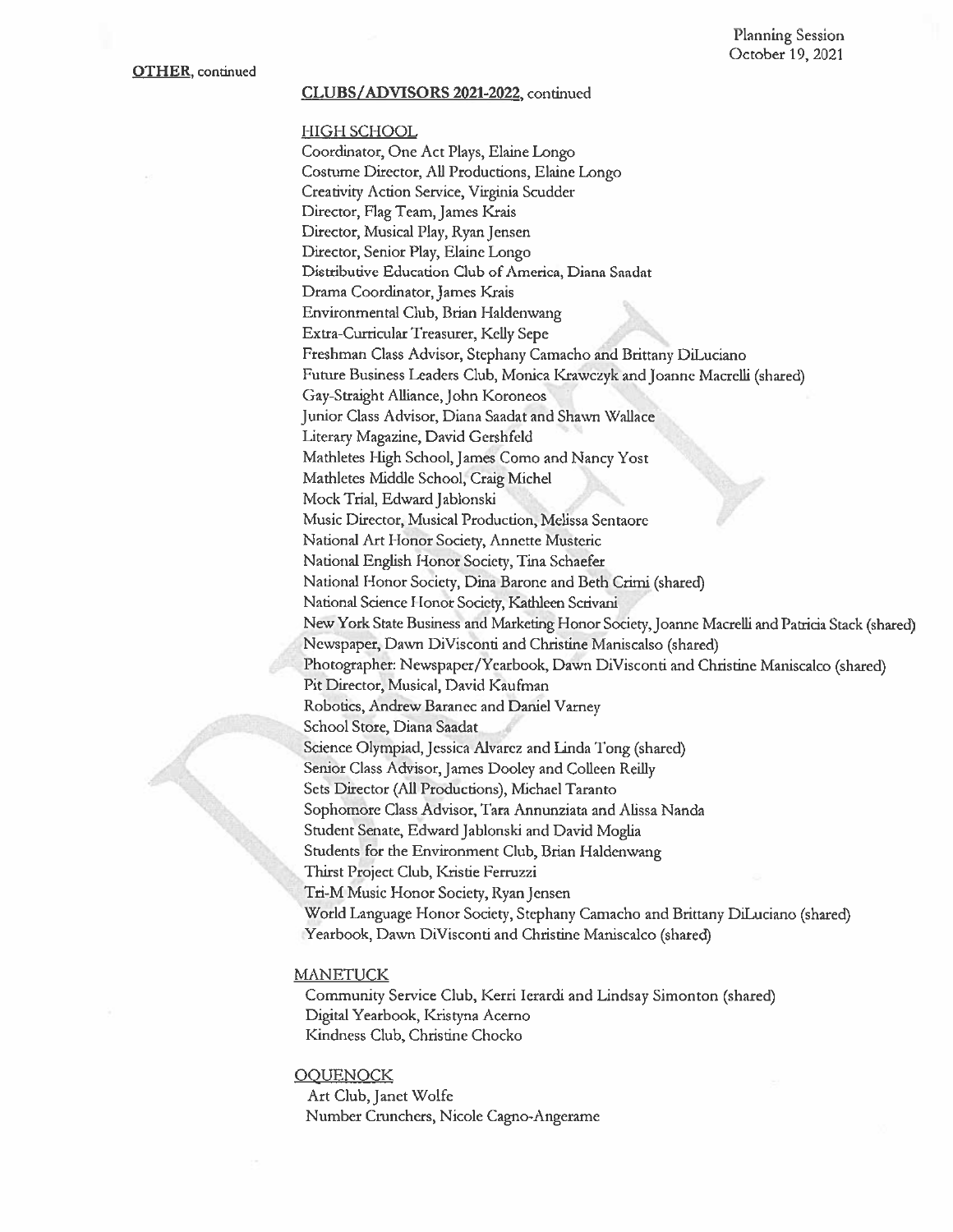**OTHER**, continued

**CLUBS/ADVISORS 2021-2022**, continued

HIGH SCHOOL

Coordinator, One Act Plays, Elaine Longo
Costume Director, All Productions, Elaine Longo
Creativity Action Service, Virginia Scudder
Director, Flag Team, James Krais
Director, Musical Play, Ryan Jensen
Director, Senior Play, Elaine Longo
Distributive Education Club of America, Diana Saadat
Drama Coordinator, James Krais
Environmental Club, Brian Haldenwang
Extra-Curricular Treasurer, Kelly Sepe
Freshman Class Advisor, Stephany Camacho and Brittany DiLuciano
Future Business Leaders Club, Monica Krawczyk and Joanne Macrelli (shared)
Gay-Straight Alliance, John Koroneos
Junior Class Advisor, Diana Saadat and Shawn Wallace
Literary Magazine, David Gershfeld
Mathletes High School, James Como and Nancy Yost
Mathletes Middle School, Craig Michel
Mock Trial, Edward Jablonski
Music Director, Musical Production, Melissa Sentaore
National Art Honor Society, Annette Musteric
National English Honor Society, Tina Schaefer
National Honor Society, Dina Barone and Beth Crimi (shared)
National Science Honor Society, Kathleen Scrivani
New York State Business and Marketing Honor Society, Joanne Macrelli and Patricia Stack (shared)
Newspaper, Dawn DiVisconti and Christine Maniscalso (shared)
Photographer: Newspaper/Yearbook, Dawn DiVisconti and Christine Maniscalco (shared)
Pit Director, Musical, David Kaufman
Robotics, Andrew Baranec and Daniel Varney
School Store, Diana Saadat
Science Olympiad, Jessica Alvarez and Linda Tong (shared)
Senior Class Advisor, James Dooley and Colleen Reilly
Sets Director (All Productions), Michael Taranto
Sophomore Class Advisor, Tara Annunziata and Alissa Nanda
Student Senate, Edward Jablonski and David Moglia
Students for the Environment Club, Brian Haldenwang
Thirst Project Club, Kristie Ferruzzi
Tri-M Music Honor Society, Ryan Jensen
World Language Honor Society, Stephany Camacho and Brittany DiLuciano (shared)
Yearbook, Dawn DiVisconti and Christine Maniscalco (shared)

MANETUCK

Community Service Club, Kerri Ierardi and Lindsay Simonton (shared)
Digital Yearbook, Kristyna Acerno
Kindness Club, Christine Chocko

OQUENOCK

Art Club, Janet Wolfe
Number Crunchers, Nicole Cagno-Angerame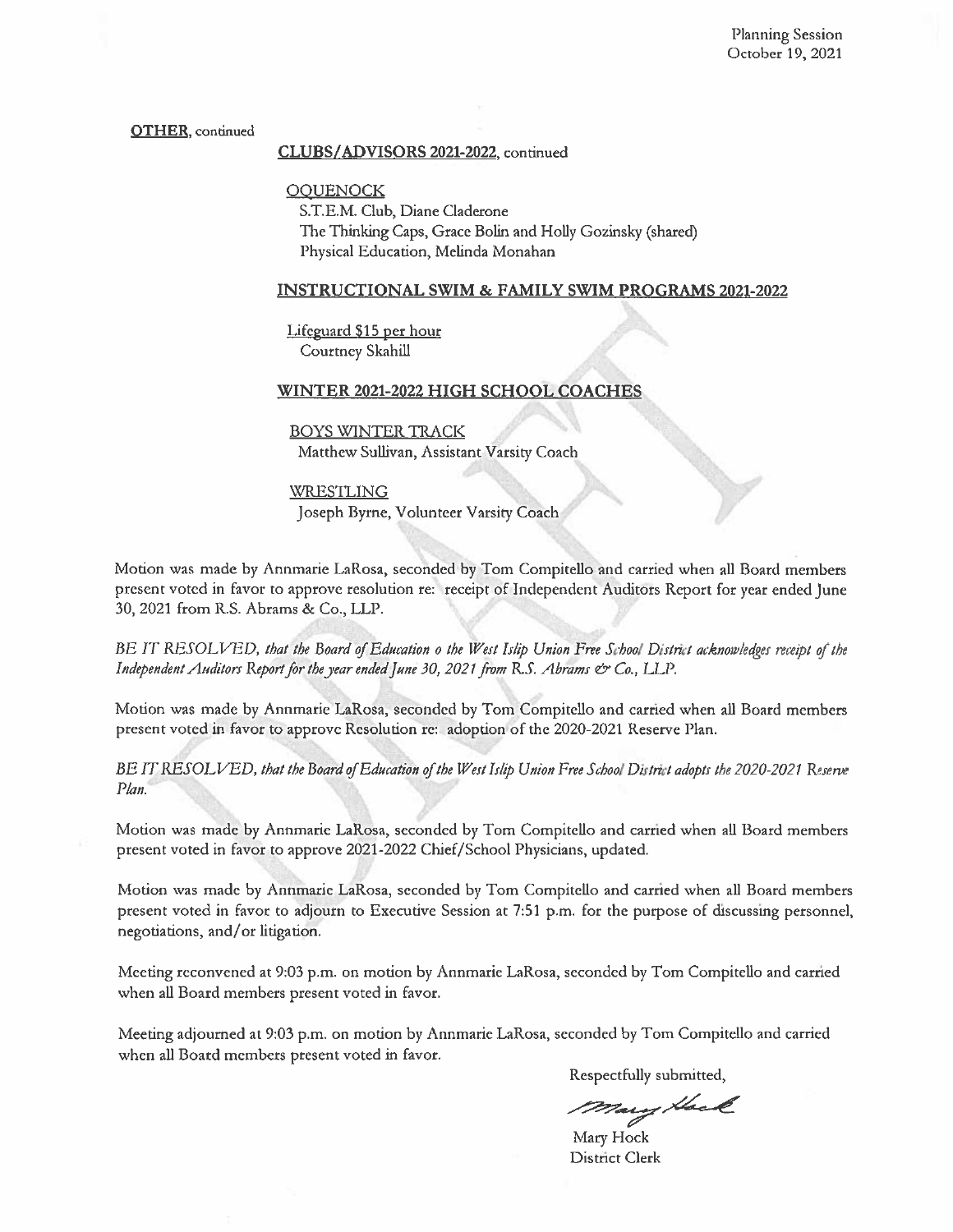**OTHER**, continued

**CLUBS/ADVISORS 2021-2022**, continued

OQUENOCK
S.T.E.M. Club, Diane Claderone
The Thinking Caps, Grace Bolin and Holly Gozinsky (shared)
Physical Education, Melinda Monahan

**INSTRUCTIONAL SWIM & FAMILY SWIM PROGRAMS 2021-2022**

Lifeguard $15 per hour
Courtney Skahill

**WINTER 2021-2022 HIGH SCHOOL COACHES**

BOYS WINTER TRACK
Matthew Sullivan, Assistant Varsity Coach

WRESTLING
Joseph Byrne, Volunteer Varsity Coach

Motion was made by Annmarie LaRosa, seconded by Tom Compitello and carried when all Board members present voted in favor to approve resolution re: receipt of Independent Auditors Report for year ended June 30, 2021 from R.S. Abrams & Co., LLP.

*BE IT RESOLVED, that the Board of Education o the West Islip Union Free School District acknowledges receipt of the Independent Auditors Report for the year ended June 30, 2021 from R.S. Abrams & Co., LLP.*

Motion was made by Annmarie LaRosa, seconded by Tom Compitello and carried when all Board members present voted in favor to approve Resolution re: adoption of the 2020-2021 Reserve Plan.

*BE IT RESOLVED, that the Board of Education of the West Islip Union Free School District adopts the 2020-2021 Reserve Plan.*

Motion was made by Annmarie LaRosa, seconded by Tom Compitello and carried when all Board members present voted in favor to approve 2021-2022 Chief/School Physicians, updated.

Motion was made by Annmarie LaRosa, seconded by Tom Compitello and carried when all Board members present voted in favor to adjourn to Executive Session at 7:51 p.m. for the purpose of discussing personnel, negotiations, and/or litigation.

Meeting reconvened at 9:03 p.m. on motion by Annmarie LaRosa, seconded by Tom Compitello and carried when all Board members present voted in favor.

Meeting adjourned at 9:03 p.m. on motion by Annmarie LaRosa, seconded by Tom Compitello and carried when all Board members present voted in favor.

Respectfully submitted,

Mary Hock
District Clerk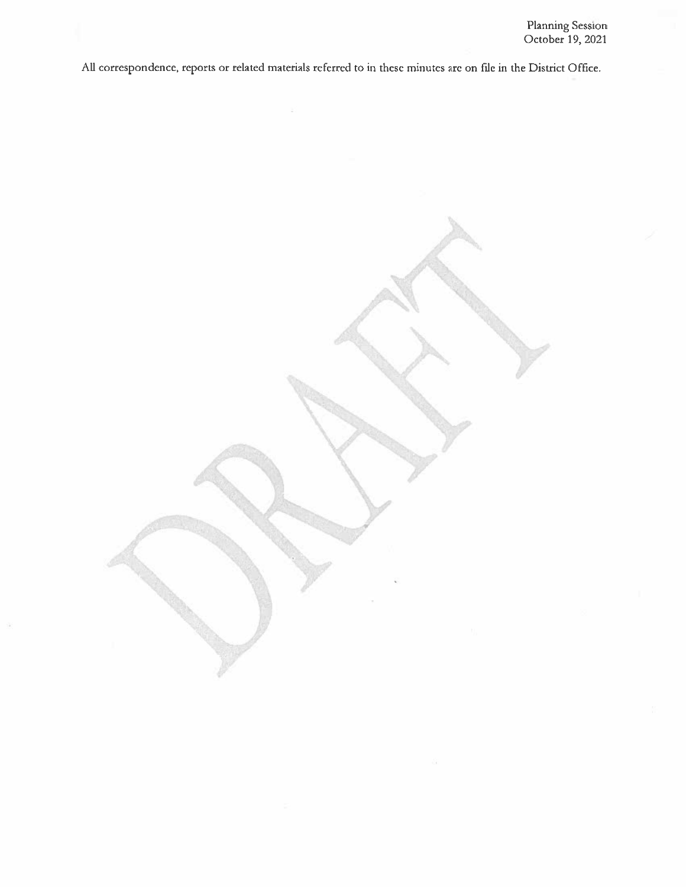All correspondence, reports or related materials referred to in these minutes are on file in the District Office.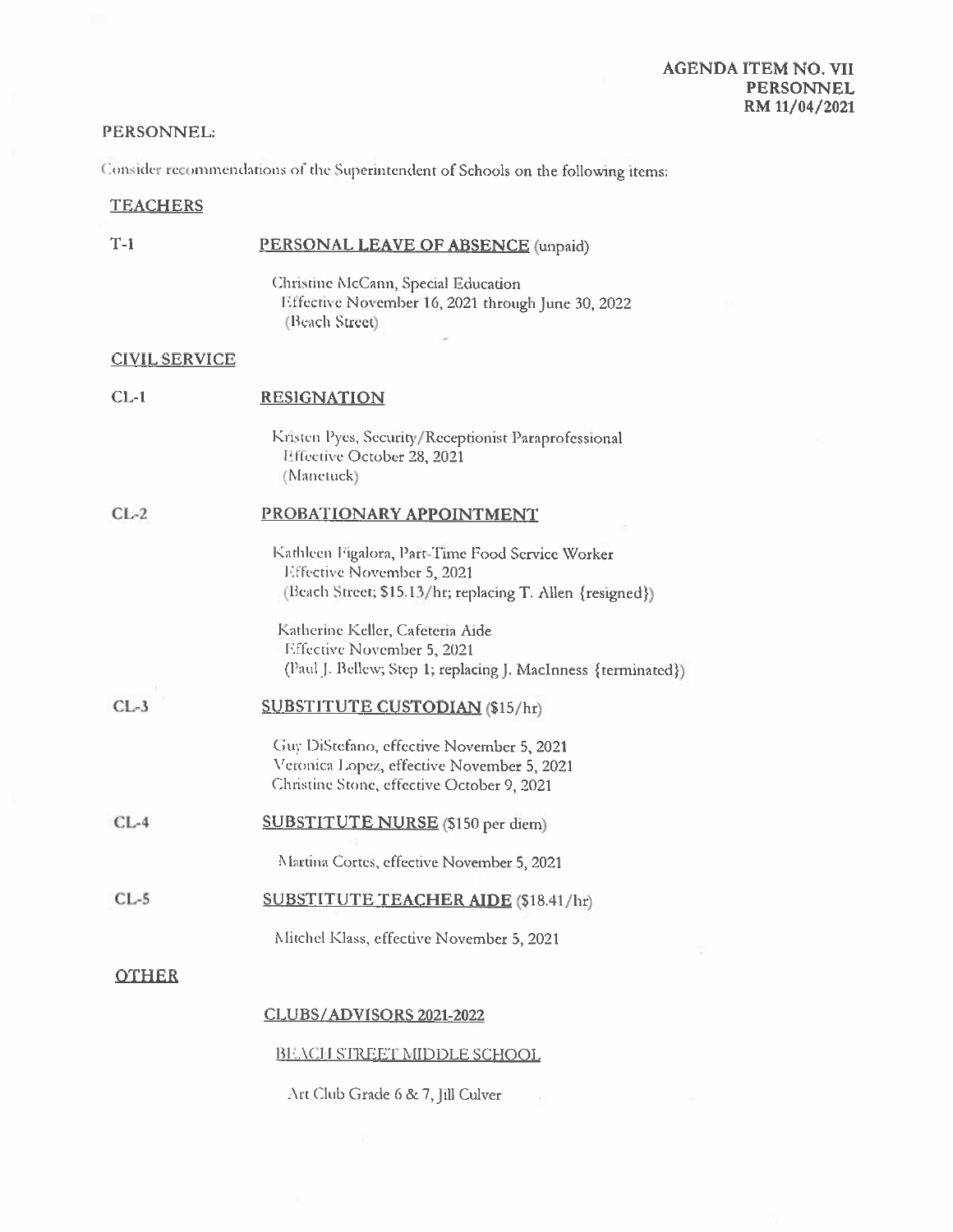**AGENDA ITEM NO. VII**
**PERSONNEL**
**RM 11/04/2021**

PERSONNEL:

Consider recommendations of the Superintendent of Schools on the following items:

## TEACHERS

**T-1** **PERSONAL LEAVE OF ABSENCE** (unpaid)

Christine McCann, Special Education
Effective November 16, 2021 through June 30, 2022
(Beach Street)

## CIVIL SERVICE

**CL-1** **RESIGNATION**

Kristen Pyes, Security/Receptionist Paraprofessional
Effective October 28, 2021
(Manetuck)

**CL-2** **PROBATIONARY APPOINTMENT**

Kathleen Figalora, Part-Time Food Service Worker
Effective November 5, 2021
(Beach Street; $15.13/hr; replacing T. Allen {resigned})

Katherine Keller, Cafeteria Aide
Effective November 5, 2021
(Paul J. Bellew; Step 1; replacing J. MacInness {terminated})

**CL-3** **SUBSTITUTE CUSTODIAN** ($15/hr)

Guy DiStefano, effective November 5, 2021
Veronica Lopez, effective November 5, 2021
Christine Stone, effective October 9, 2021

**CL-4** **SUBSTITUTE NURSE** ($150 per diem)

Martina Cortes, effective November 5, 2021

**CL-5** **SUBSTITUTE TEACHER AIDE** ($18.41/hr)

Mitchel Klass, effective November 5, 2021

## OTHER

**CLUBS/ADVISORS 2021-2022**

BEACH STREET MIDDLE SCHOOL

Art Club Grade 6 & 7, Jill Culver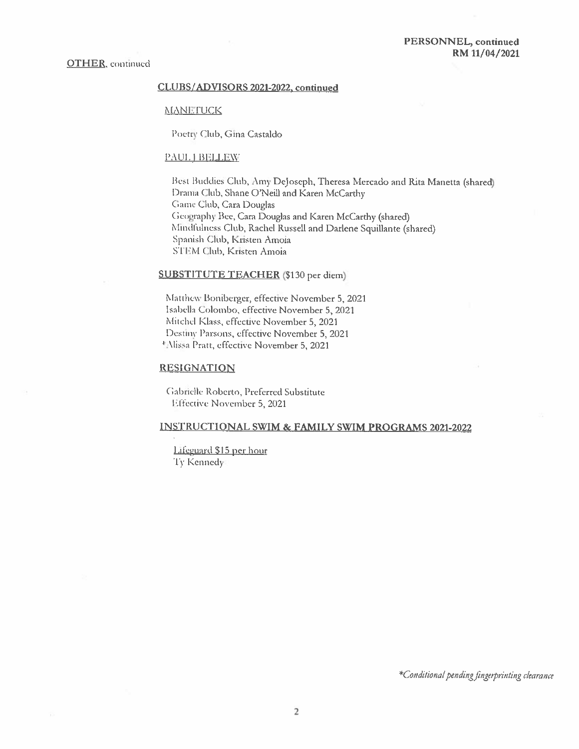**PERSONNEL, continued**
**RM 11/04/2021**

**OTHER**, continued

**CLUBS/ADVISORS 2021-2022, continued**

MANETUCK

Poetry Club, Gina Castaldo

PAUL J BELLEW

Best Buddies Club, Amy DeJoseph, Theresa Mercado and Rita Manetta (shared)
Drama Club, Shane O'Neill and Karen McCarthy
Game Club, Cara Douglas
Geography Bee, Cara Douglas and Karen McCarthy (shared)
Mindfulness Club, Rachel Russell and Darlene Squillante (shared)
Spanish Club, Kristen Amoia
STEM Club, Kristen Amoia

**SUBSTITUTE TEACHER** ($130 per diem)

Matthew Boniberger, effective November 5, 2021
Isabella Colombo, effective November 5, 2021
Mitchel Klass, effective November 5, 2021
Destiny Parsons, effective November 5, 2021
*Alissa Pratt, effective November 5, 2021

**RESIGNATION**

Gabrielle Roberto, Preferred Substitute
Effective November 5, 2021

**INSTRUCTIONAL SWIM & FAMILY SWIM PROGRAMS 2021-2022**

Lifeguard $15 per hour
Ty Kennedy

*\*Conditional pending fingerprinting clearance*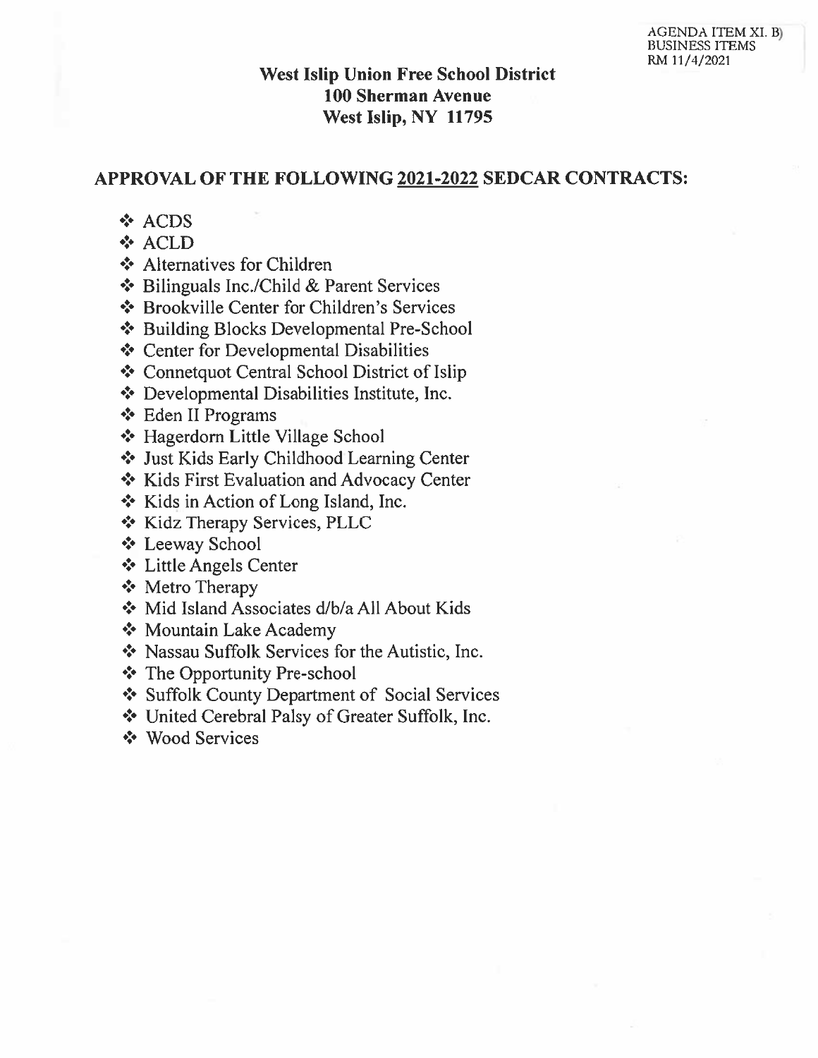AGENDA ITEM XI. B)
BUSINESS ITEMS
RM 11/4/2021

**West Islip Union Free School District**
**100 Sherman Avenue**
**West Islip, NY 11795**

## APPROVAL OF THE FOLLOWING 2021-2022 SEDCAR CONTRACTS:

- ACDS
- ACLD
- Alternatives for Children
- Bilinguals Inc./Child & Parent Services
- Brookville Center for Children's Services
- Building Blocks Developmental Pre-School
- Center for Developmental Disabilities
- Connetquot Central School District of Islip
- Developmental Disabilities Institute, Inc.
- Eden II Programs
- Hagerdorn Little Village School
- Just Kids Early Childhood Learning Center
- Kids First Evaluation and Advocacy Center
- Kids in Action of Long Island, Inc.
- Kidz Therapy Services, PLLC
- Leeway School
- Little Angels Center
- Metro Therapy
- Mid Island Associates d/b/a All About Kids
- Mountain Lake Academy
- Nassau Suffolk Services for the Autistic, Inc.
- The Opportunity Pre-school
- Suffolk County Department of Social Services
- United Cerebral Palsy of Greater Suffolk, Inc.
- Wood Services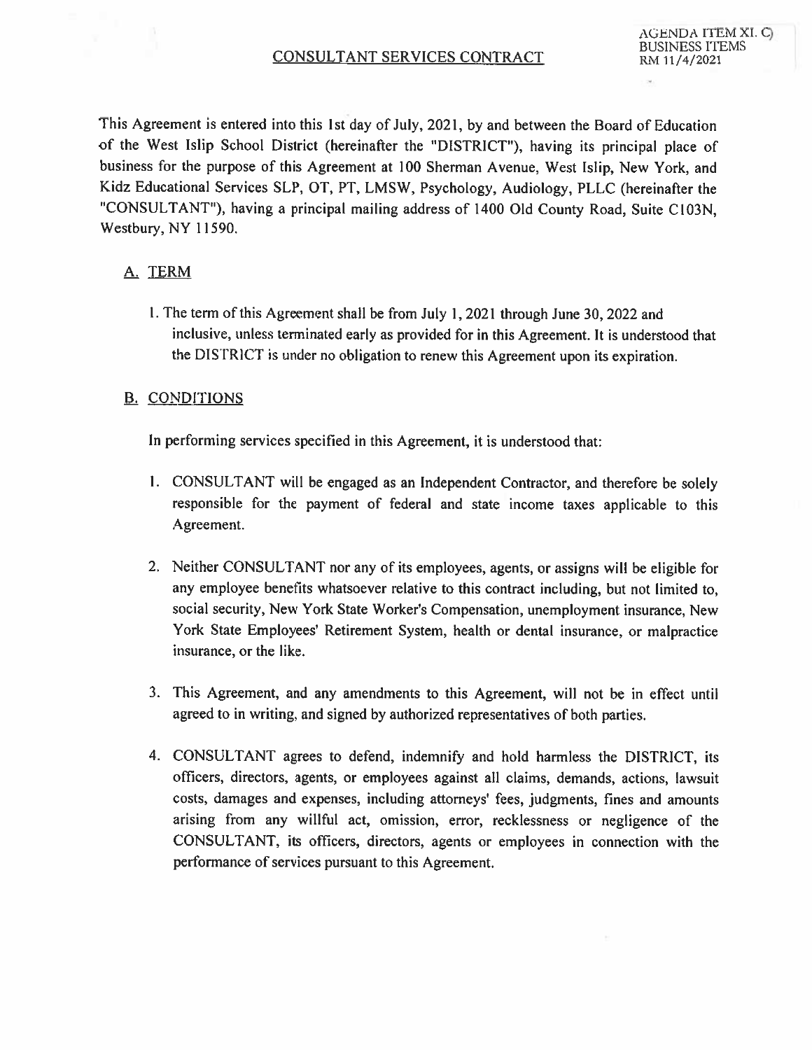AGENDA ITEM XI. C)
BUSINESS ITEMS
RM 11/4/2021

# CONSULTANT SERVICES CONTRACT

This Agreement is entered into this 1st day of July, 2021, by and between the Board of Education of the West Islip School District (hereinafter the "DISTRICT"), having its principal place of business for the purpose of this Agreement at 100 Sherman Avenue, West Islip, New York, and Kidz Educational Services SLP, OT, PT, LMSW, Psychology, Audiology, PLLC (hereinafter the "CONSULTANT"), having a principal mailing address of 1400 Old County Road, Suite C103N, Westbury, NY 11590.

## A. TERM

1. The term of this Agreement shall be from July 1, 2021 through June 30, 2022 and inclusive, unless terminated early as provided for in this Agreement. It is understood that the DISTRICT is under no obligation to renew this Agreement upon its expiration.

## B. CONDITIONS

In performing services specified in this Agreement, it is understood that:

1. CONSULTANT will be engaged as an Independent Contractor, and therefore be solely responsible for the payment of federal and state income taxes applicable to this Agreement.

2. Neither CONSULTANT nor any of its employees, agents, or assigns will be eligible for any employee benefits whatsoever relative to this contract including, but not limited to, social security, New York State Worker's Compensation, unemployment insurance, New York State Employees' Retirement System, health or dental insurance, or malpractice insurance, or the like.

3. This Agreement, and any amendments to this Agreement, will not be in effect until agreed to in writing, and signed by authorized representatives of both parties.

4. CONSULTANT agrees to defend, indemnify and hold harmless the DISTRICT, its officers, directors, agents, or employees against all claims, demands, actions, lawsuit costs, damages and expenses, including attorneys' fees, judgments, fines and amounts arising from any willful act, omission, error, recklessness or negligence of the CONSULTANT, its officers, directors, agents or employees in connection with the performance of services pursuant to this Agreement.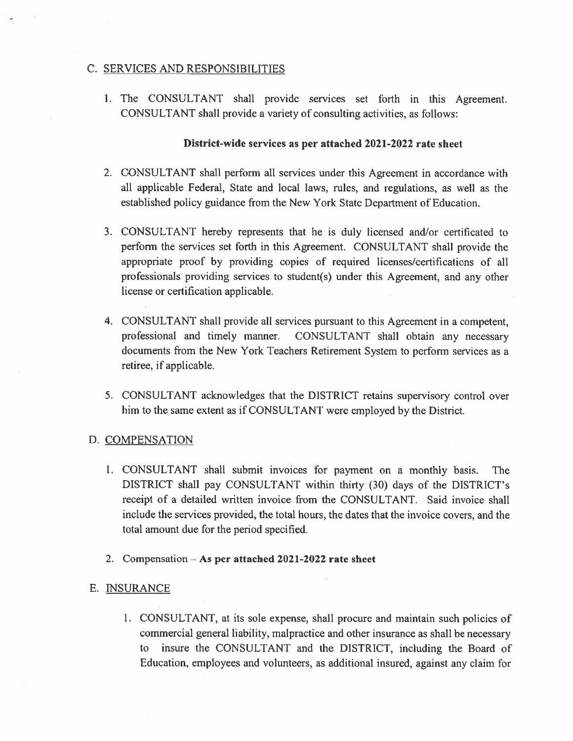## C. SERVICES AND RESPONSIBILITIES

1. The CONSULTANT shall provide services set forth in this Agreement. CONSULTANT shall provide a variety of consulting activities, as follows:

   **District-wide services as per attached 2021-2022 rate sheet**

2. CONSULTANT shall perform all services under this Agreement in accordance with all applicable Federal, State and local laws, rules, and regulations, as well as the established policy guidance from the New York State Department of Education.

3. CONSULTANT hereby represents that he is duly licensed and/or certificated to perform the services set forth in this Agreement. CONSULTANT shall provide the appropriate proof by providing copies of required licenses/certifications of all professionals providing services to student(s) under this Agreement, and any other license or certification applicable.

4. CONSULTANT shall provide all services pursuant to this Agreement in a competent, professional and timely manner. CONSULTANT shall obtain any necessary documents from the New York Teachers Retirement System to perform services as a retiree, if applicable.

5. CONSULTANT acknowledges that the DISTRICT retains supervisory control over him to the same extent as if CONSULTANT were employed by the District.

## D. COMPENSATION

1. CONSULTANT shall submit invoices for payment on a monthly basis. The DISTRICT shall pay CONSULTANT within thirty (30) days of the DISTRICT's receipt of a detailed written invoice from the CONSULTANT. Said invoice shall include the services provided, the total hours, the dates that the invoice covers, and the total amount due for the period specified.

2. Compensation – **As per attached 2021-2022 rate sheet**

## E. INSURANCE

1. CONSULTANT, at its sole expense, shall procure and maintain such policies of commercial general liability, malpractice and other insurance as shall be necessary to insure the CONSULTANT and the DISTRICT, including the Board of Education, employees and volunteers, as additional insured, against any claim for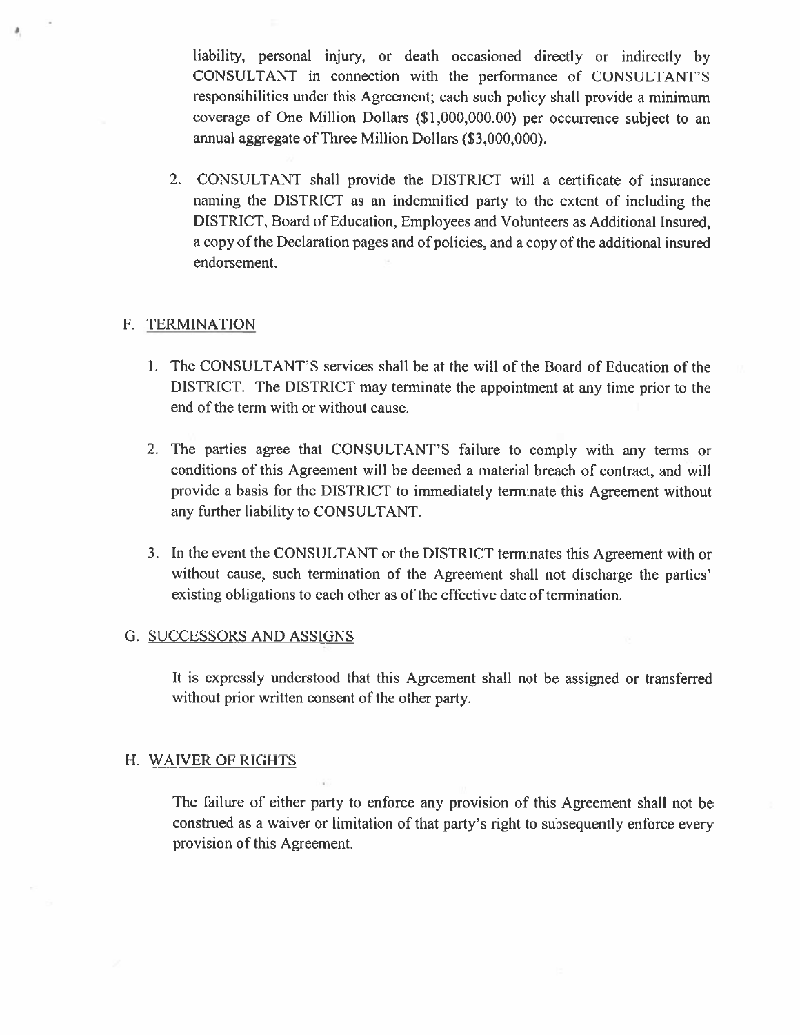liability, personal injury, or death occasioned directly or indirectly by CONSULTANT in connection with the performance of CONSULTANT'S responsibilities under this Agreement; each such policy shall provide a minimum coverage of One Million Dollars ($1,000,000.00) per occurrence subject to an annual aggregate of Three Million Dollars ($3,000,000).

2. CONSULTANT shall provide the DISTRICT will a certificate of insurance naming the DISTRICT as an indemnified party to the extent of including the DISTRICT, Board of Education, Employees and Volunteers as Additional Insured, a copy of the Declaration pages and of policies, and a copy of the additional insured endorsement.

## F. TERMINATION

1. The CONSULTANT'S services shall be at the will of the Board of Education of the DISTRICT. The DISTRICT may terminate the appointment at any time prior to the end of the term with or without cause.

2. The parties agree that CONSULTANT'S failure to comply with any terms or conditions of this Agreement will be deemed a material breach of contract, and will provide a basis for the DISTRICT to immediately terminate this Agreement without any further liability to CONSULTANT.

3. In the event the CONSULTANT or the DISTRICT terminates this Agreement with or without cause, such termination of the Agreement shall not discharge the parties' existing obligations to each other as of the effective date of termination.

## G. SUCCESSORS AND ASSIGNS

It is expressly understood that this Agreement shall not be assigned or transferred without prior written consent of the other party.

## H. WAIVER OF RIGHTS

The failure of either party to enforce any provision of this Agreement shall not be construed as a waiver or limitation of that party's right to subsequently enforce every provision of this Agreement.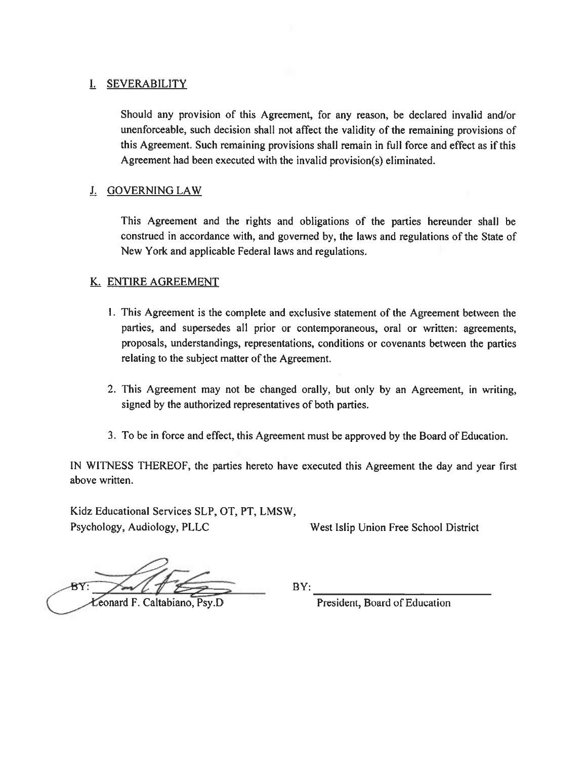## I. SEVERABILITY

Should any provision of this Agreement, for any reason, be declared invalid and/or unenforceable, such decision shall not affect the validity of the remaining provisions of this Agreement. Such remaining provisions shall remain in full force and effect as if this Agreement had been executed with the invalid provision(s) eliminated.

## J. GOVERNING LAW

This Agreement and the rights and obligations of the parties hereunder shall be construed in accordance with, and governed by, the laws and regulations of the State of New York and applicable Federal laws and regulations.

## K. ENTIRE AGREEMENT

1. This Agreement is the complete and exclusive statement of the Agreement between the parties, and supersedes all prior or contemporaneous, oral or written: agreements, proposals, understandings, representations, conditions or covenants between the parties relating to the subject matter of the Agreement.

2. This Agreement may not be changed orally, but only by an Agreement, in writing, signed by the authorized representatives of both parties.

3. To be in force and effect, this Agreement must be approved by the Board of Education.

IN WITNESS THEREOF, the parties hereto have executed this Agreement the day and year first above written.

Kidz Educational Services SLP, OT, PT, LMSW, Psychology, Audiology, PLLC

BY: ______________________
Leonard F. Caltabiano, Psy.D

West Islip Union Free School District

BY: ______________________
President, Board of Education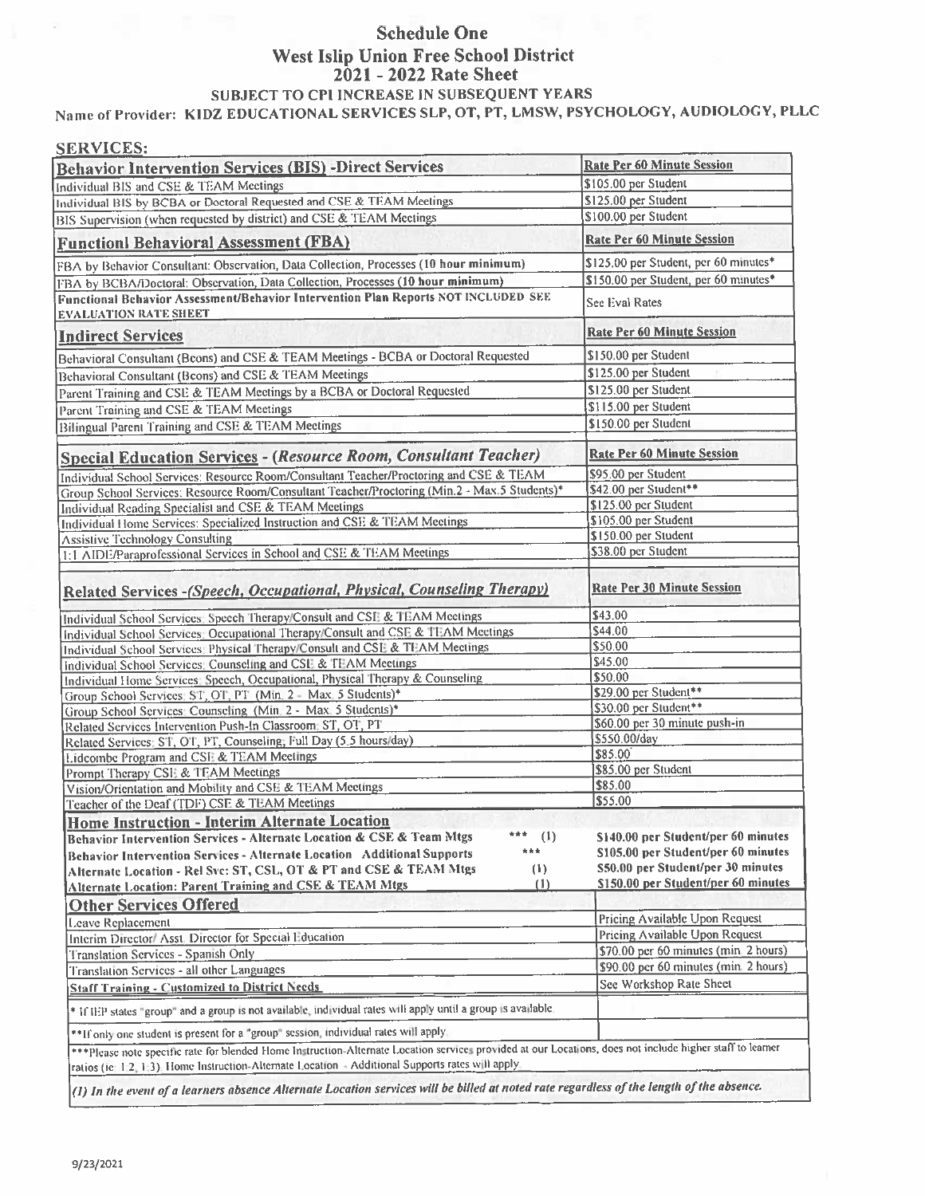# Schedule One
## West Islip Union Free School District
## 2021 - 2022 Rate Sheet

SUBJECT TO CPI INCREASE IN SUBSEQUENT YEARS

Name of Provider: KIDZ EDUCATIONAL SERVICES SLP, OT, PT, LMSW, PSYCHOLOGY, AUDIOLOGY, PLLC

**SERVICES:**

| **Behavior Intervention Services (BIS) -Direct Services** | **Rate Per 60 Minute Session** |
|---|---|
| Individual BIS and CSE & TEAM Meetings | $105.00 per Student |
| Individual BIS by BCBA or Doctoral Requested and CSE & TEAM Meetings | $125.00 per Student |
| BIS Supervision (when requested by district) and CSE & TEAM Meetings | $100.00 per Student |
| **Functionl Behavioral Assessment (FBA)** | **Rate Per 60 Minute Session** |
| FBA by Behavior Consultant: Observation, Data Collection, Processes (10 hour minimum) | $125.00 per Student, per 60 minutes* |
| FBA by BCBA/Doctoral: Observation, Data Collection, Processes (10 hour minimum) | $150.00 per Student, per 60 minutes* |
| **Functional Behavior Assessment/Behavior Intervention Plan Reports NOT INCLUDED SEE EVALUATION RATE SHEET** | See Eval Rates |
| **Indirect Services** | **Rate Per 60 Minute Session** |
| Behavioral Consultant (Bcons) and CSE & TEAM Meetings - BCBA or Doctoral Requested | $150.00 per Student |
| Behavioral Consultant (Bcons) and CSE & TEAM Meetings | $125.00 per Student |
| Parent Training and CSE & TEAM Meetings by a BCBA or Doctoral Requested | $125.00 per Student |
| Parent Training and CSE & TEAM Meetings | $115.00 per Student |
| Bilingual Parent Training and CSE & TEAM Meetings | $150.00 per Student |
| **Special Education Services - (*Resource Room, Consultant Teacher*)** | **Rate Per 60 Minute Session** |
| Individual School Services: Resource Room/Consultant Teacher/Proctoring and CSE & TEAM | $95.00 per Student |
| Group School Services: Resource Room/Consultant Teacher/Proctoring (Min.2 - Max.5 Students)* | $42.00 per Student** |
| Individual Reading Specialist and CSE & TEAM Meetings | $125.00 per Student |
| Individual Home Services: Specialized Instruction and CSE & TEAM Meetings | $105.00 per Student |
| Assistive Technology Consulting | $150.00 per Student |
| 1:1 AIDE/Paraprofessional Services in School and CSE & TEAM Meetings | $38.00 per Student |
| **Related Services -(*Speech, Occupational, Physical, Counseling Therapy*)** | **Rate Per 30 Minute Session** |
| Individual School Services: Speech Therapy/Consult and CSE & TEAM Meetings | $43.00 |
| Individual School Services: Occupational Therapy/Consult and CSE & TEAM Meetings | $44.00 |
| Individual School Services: Physical Therapy/Consult and CSE & TEAM Meetings | $50.00 |
| Individual School Services: Counseling and CSE & TEAM Meetings | $45.00 |
| Individual Home Services: Speech, Occupational, Physical Therapy & Counseling | $50.00 |
| Group School Services: ST, OT, PT (Min. 2 - Max. 5 Students)* | $29.00 per Student** |
| Group School Services: Counseling (Min. 2 - Max. 5 Students)* | $30.00 per Student** |
| Related Services Intervention Push-In Classroom: ST, OT, PT | $60.00 per 30 minute push-in |
| Related Services: ST, OT, PT, Counseling; Full Day (5.5 hours/day) | $550.00/day |
| Lidcombe Program and CSE & TEAM Meetings | $85.00 |
| Prompt Therapy CSE & TEAM Meetings | $85.00 per Student |
| Vision/Orientation and Mobility and CSE & TEAM Meetings | $85.00 |
| Teacher of the Deaf (TDF) CSE & TEAM Meetings | $55.00 |
| **Home Instruction - Interim Alternate Location** | |
| **Behavior Intervention Services - Alternate Location & CSE & Team Mtgs \*\*\* (1)** | **$140.00 per Student/per 60 minutes** |
| **Behavior Intervention Services - Alternate Location Additional Supports \*\*\*** | **$105.00 per Student/per 60 minutes** |
| **Alternate Location - Rel Svc: ST, CSL, OT & PT and CSE & TEAM Mtgs (1)** | **$50.00 per Student/per 30 minutes** |
| **Alternate Location: Parent Training and CSE & TEAM Mtgs (1)** | **$150.00 per Student/per 60 minutes** |
| **Other Services Offered** | |
| Leave Replacement | Pricing Available Upon Request |
| Interim Director/ Asst. Director for Special Education | Pricing Available Upon Request |
| Translation Services - Spanish Only | $70.00 per 60 minutes (min. 2 hours) |
| Translation Services - all other Languages | $90.00 per 60 minutes (min. 2 hours) |
| **Staff Training - Customized to District Needs** | See Workshop Rate Sheet |

\* If IEP states "group" and a group is not available, individual rates will apply until a group is available

\*\*If only one student is present for a "group" session, individual rates will apply.

\*\*\*Please note specific rate for blended Home Instruction-Alternate Location services provided at our Locations, does not include higher staff to learner ratios (ie. 1:2, 1:3). Home Instruction-Alternate Location - Additional Supports rates will apply.

*(1) In the event of a learners absence Alternate Location services will be billed at noted rate regardless of the length of the absence.*

9/23/2021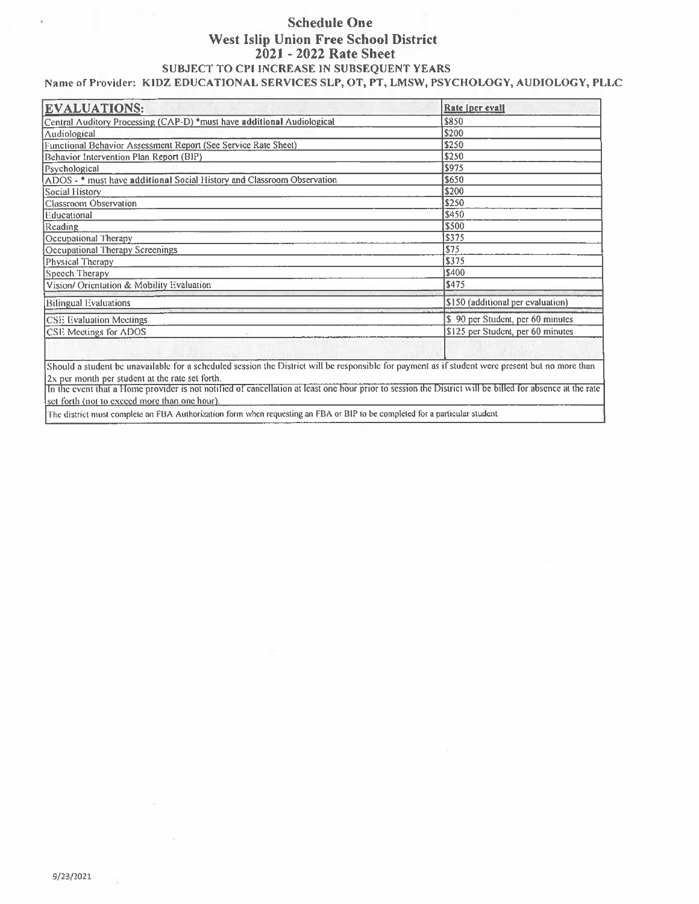# Schedule One
# West Islip Union Free School District
# 2021 - 2022 Rate Sheet

**SUBJECT TO CPI INCREASE IN SUBSEQUENT YEARS**

**Name of Provider: KIDZ EDUCATIONAL SERVICES SLP, OT, PT, LMSW, PSYCHOLOGY, AUDIOLOGY, PLLC**

| EVALUATIONS: | Rate [per eval] |
|---|---|
| Central Auditory Processing (CAP-D) *must have **additional** Audiological | $850 |
| Audiological | $200 |
| Functional Behavior Assessment Report (See Service Rate Sheet) | $250 |
| Behavior Intervention Plan Report (BIP) | $250 |
| Psychological | $975 |
| ADOS - * must have **additional** Social History and Classroom Observation | $650 |
| Social History | $200 |
| Classroom Observation | $250 |
| Educational | $450 |
| Reading | $500 |
| Occupational Therapy | $375 |
| Occupational Therapy Screenings | $75 |
| Physical Therapy | $375 |
| Speech Therapy | $400 |
| Vision/ Orientation & Mobility Evaluation | $475 |
| Bilingual Evaluations | $150 (additional per evaluation) |
| CSE Evaluation Meetings | $ 90 per Student, per 60 minutes |
| CSE Meetings for ADOS | $125 per Student, per 60 minutes |
| | |

Should a student be unavailable for a scheduled session the District will be responsible for payment as if student were present but no more than 2x per month per student at the rate set forth.

In the event that a Home provider is not notified of cancellation at least one hour prior to session the District will be billed for absence at the rate set forth (not to exceed more than one hour).

The district must complete an FBA Authorization form when requesting an FBA or BIP to be completed for a particular student.

9/23/2021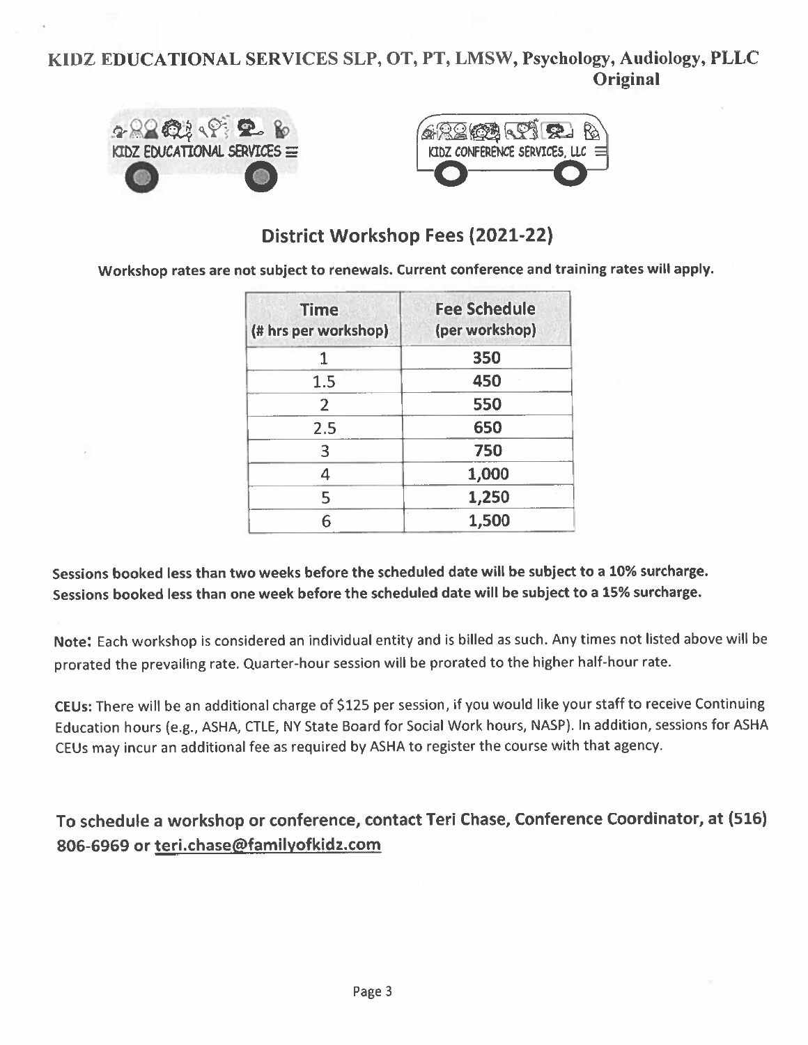**KIDZ EDUCATIONAL SERVICES SLP, OT, PT, LMSW, Psychology, Audiology, PLLC**

**Original**

KIDZ EDUCATIONAL SERVICES

KIDZ CONFERENCE SERVICES, LLC

## District Workshop Fees (2021-22)

**Workshop rates are not subject to renewals. Current conference and training rates will apply.**

| Time (# hrs per workshop) | Fee Schedule (per workshop) |
|---|---|
| 1 | **350** |
| 1.5 | **450** |
| 2 | **550** |
| 2.5 | **650** |
| 3 | **750** |
| 4 | **1,000** |
| 5 | **1,250** |
| 6 | **1,500** |

**Sessions booked less than two weeks before the scheduled date will be subject to a 10% surcharge.**
**Sessions booked less than one week before the scheduled date will be subject to a 15% surcharge.**

**Note:** Each workshop is considered an individual entity and is billed as such. Any times not listed above will be prorated the prevailing rate. Quarter-hour session will be prorated to the higher half-hour rate.

**CEUs:** There will be an additional charge of $125 per session, if you would like your staff to receive Continuing Education hours (e.g., ASHA, CTLE, NY State Board for Social Work hours, NASP). In addition, sessions for ASHA CEUs may incur an additional fee as required by ASHA to register the course with that agency.

**To schedule a workshop or conference, contact Teri Chase, Conference Coordinator, at (516) 806-6969 or teri.chase@familyofkidz.com**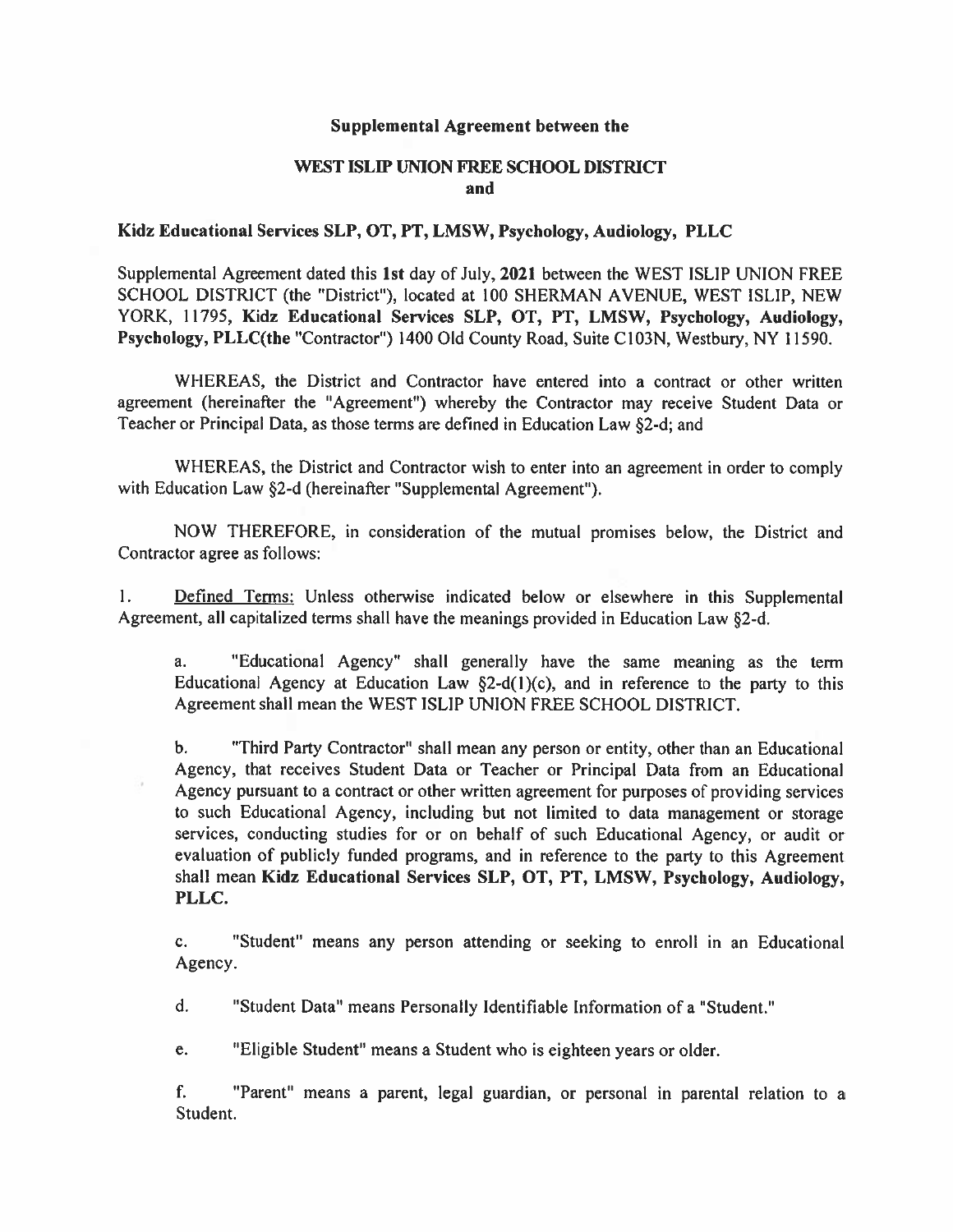**Supplemental Agreement between the**

**WEST ISLIP UNION FREE SCHOOL DISTRICT**
**and**

**Kidz Educational Services SLP, OT, PT, LMSW, Psychology, Audiology, PLLC**

Supplemental Agreement dated this **1st** day of July, **2021** between the WEST ISLIP UNION FREE SCHOOL DISTRICT (the "District"), located at 100 SHERMAN AVENUE, WEST ISLIP, NEW YORK, 11795, **Kidz Educational Services SLP, OT, PT, LMSW, Psychology, Audiology, Psychology, PLLC(the** "Contractor") 1400 Old County Road, Suite C103N, Westbury, NY 11590.

WHEREAS, the District and Contractor have entered into a contract or other written agreement (hereinafter the "Agreement") whereby the Contractor may receive Student Data or Teacher or Principal Data, as those terms are defined in Education Law §2-d; and

WHEREAS, the District and Contractor wish to enter into an agreement in order to comply with Education Law §2-d (hereinafter "Supplemental Agreement").

NOW THEREFORE, in consideration of the mutual promises below, the District and Contractor agree as follows:

1. Defined Terms: Unless otherwise indicated below or elsewhere in this Supplemental Agreement, all capitalized terms shall have the meanings provided in Education Law §2-d.

   a. "Educational Agency" shall generally have the same meaning as the term Educational Agency at Education Law §2-d(1)(c), and in reference to the party to this Agreement shall mean the WEST ISLIP UNION FREE SCHOOL DISTRICT.

   b. "Third Party Contractor" shall mean any person or entity, other than an Educational Agency, that receives Student Data or Teacher or Principal Data from an Educational Agency pursuant to a contract or other written agreement for purposes of providing services to such Educational Agency, including but not limited to data management or storage services, conducting studies for or on behalf of such Educational Agency, or audit or evaluation of publicly funded programs, and in reference to the party to this Agreement shall mean **Kidz Educational Services SLP, OT, PT, LMSW, Psychology, Audiology, PLLC.**

   c. "Student" means any person attending or seeking to enroll in an Educational Agency.

   d. "Student Data" means Personally Identifiable Information of a "Student."

   e. "Eligible Student" means a Student who is eighteen years or older.

   f. "Parent" means a parent, legal guardian, or personal in parental relation to a Student.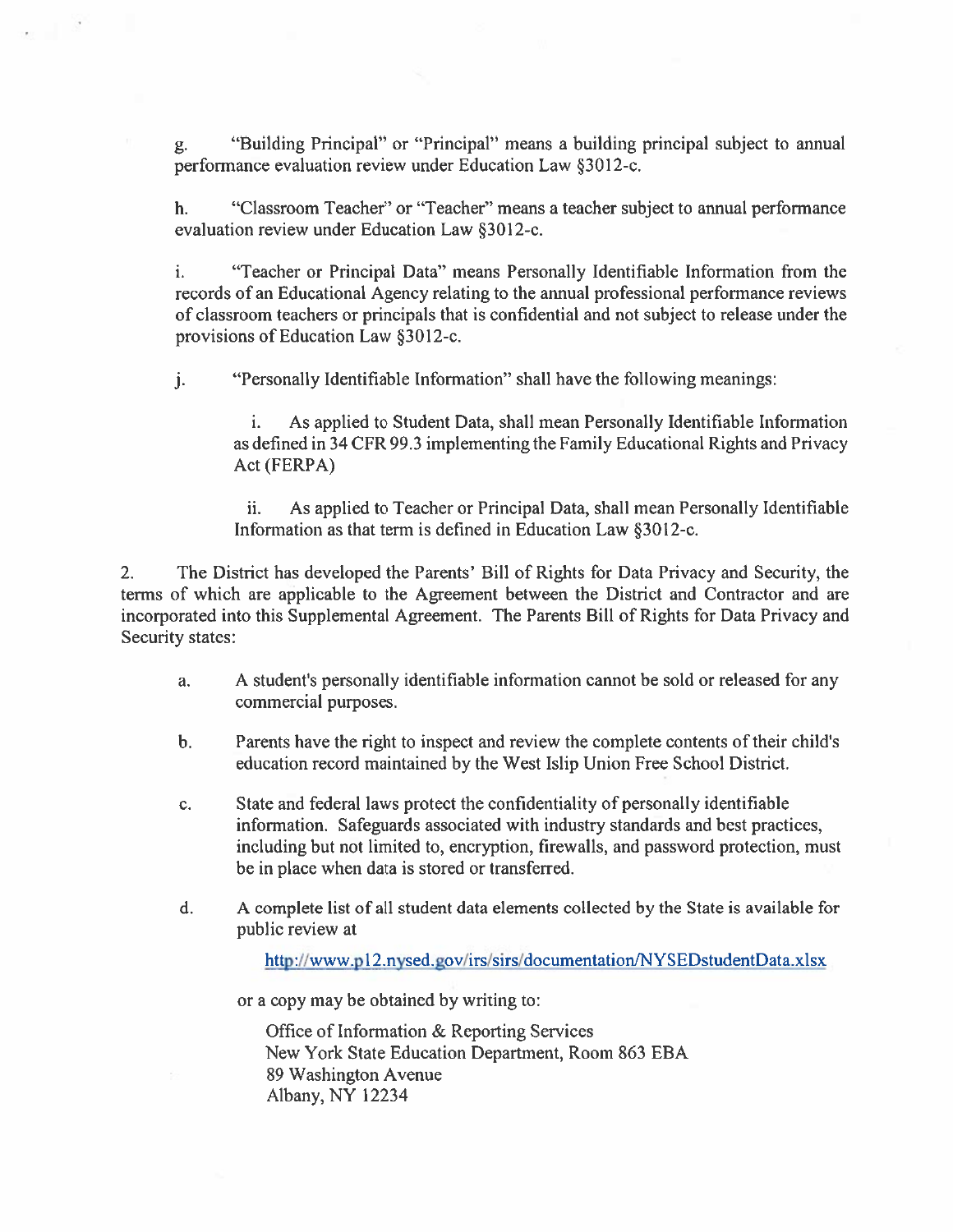g. "Building Principal" or "Principal" means a building principal subject to annual performance evaluation review under Education Law §3012-c.

h. "Classroom Teacher" or "Teacher" means a teacher subject to annual performance evaluation review under Education Law §3012-c.

i. "Teacher or Principal Data" means Personally Identifiable Information from the records of an Educational Agency relating to the annual professional performance reviews of classroom teachers or principals that is confidential and not subject to release under the provisions of Education Law §3012-c.

j. "Personally Identifiable Information" shall have the following meanings:

> i. As applied to Student Data, shall mean Personally Identifiable Information as defined in 34 CFR 99.3 implementing the Family Educational Rights and Privacy Act (FERPA)
>
> ii. As applied to Teacher or Principal Data, shall mean Personally Identifiable Information as that term is defined in Education Law §3012-c.

2. The District has developed the Parents' Bill of Rights for Data Privacy and Security, the terms of which are applicable to the Agreement between the District and Contractor and are incorporated into this Supplemental Agreement. The Parents Bill of Rights for Data Privacy and Security states:

   a. A student's personally identifiable information cannot be sold or released for any commercial purposes.

   b. Parents have the right to inspect and review the complete contents of their child's education record maintained by the West Islip Union Free School District.

   c. State and federal laws protect the confidentiality of personally identifiable information. Safeguards associated with industry standards and best practices, including but not limited to, encryption, firewalls, and password protection, must be in place when data is stored or transferred.

   d. A complete list of all student data elements collected by the State is available for public review at

      http://www.p12.nysed.gov/irs/sirs/documentation/NYSEDstudentData.xlsx

      or a copy may be obtained by writing to:

      Office of Information & Reporting Services
      New York State Education Department, Room 863 EBA
      89 Washington Avenue
      Albany, NY 12234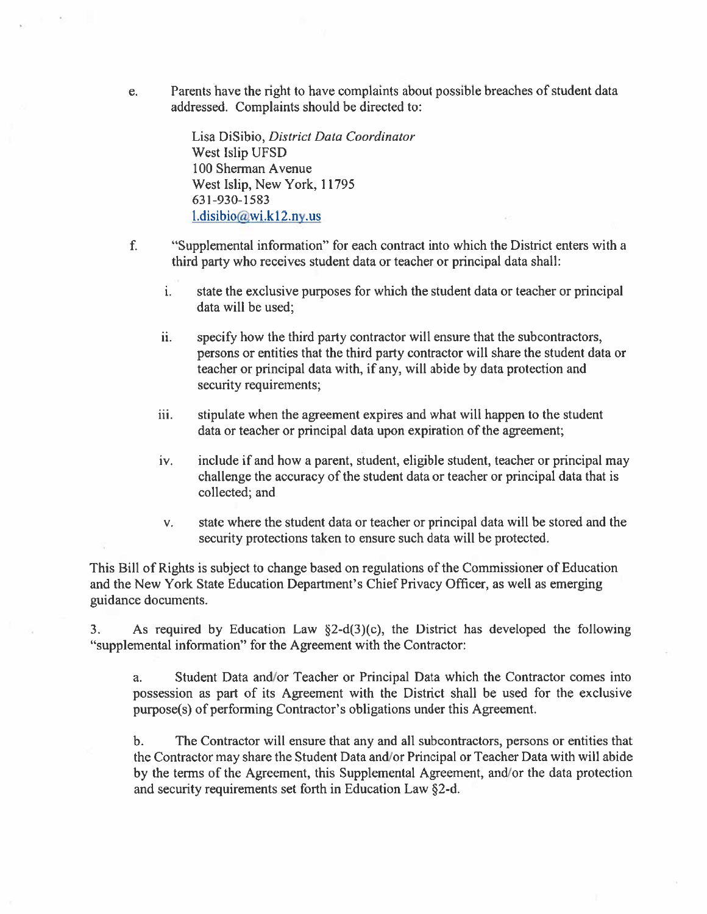e. Parents have the right to have complaints about possible breaches of student data addressed. Complaints should be directed to:

   Lisa DiSibio, *District Data Coordinator*
   West Islip UFSD
   100 Sherman Avenue
   West Islip, New York, 11795
   631-930-1583
   l.disibio@wi.k12.ny.us

f. "Supplemental information" for each contract into which the District enters with a third party who receives student data or teacher or principal data shall:

   i. state the exclusive purposes for which the student data or teacher or principal data will be used;

   ii. specify how the third party contractor will ensure that the subcontractors, persons or entities that the third party contractor will share the student data or teacher or principal data with, if any, will abide by data protection and security requirements;

   iii. stipulate when the agreement expires and what will happen to the student data or teacher or principal data upon expiration of the agreement;

   iv. include if and how a parent, student, eligible student, teacher or principal may challenge the accuracy of the student data or teacher or principal data that is collected; and

   v. state where the student data or teacher or principal data will be stored and the security protections taken to ensure such data will be protected.

This Bill of Rights is subject to change based on regulations of the Commissioner of Education and the New York State Education Department's Chief Privacy Officer, as well as emerging guidance documents.

3. As required by Education Law §2-d(3)(c), the District has developed the following "supplemental information" for the Agreement with the Contractor:

   a. Student Data and/or Teacher or Principal Data which the Contractor comes into possession as part of its Agreement with the District shall be used for the exclusive purpose(s) of performing Contractor's obligations under this Agreement.

   b. The Contractor will ensure that any and all subcontractors, persons or entities that the Contractor may share the Student Data and/or Principal or Teacher Data with will abide by the terms of the Agreement, this Supplemental Agreement, and/or the data protection and security requirements set forth in Education Law §2-d.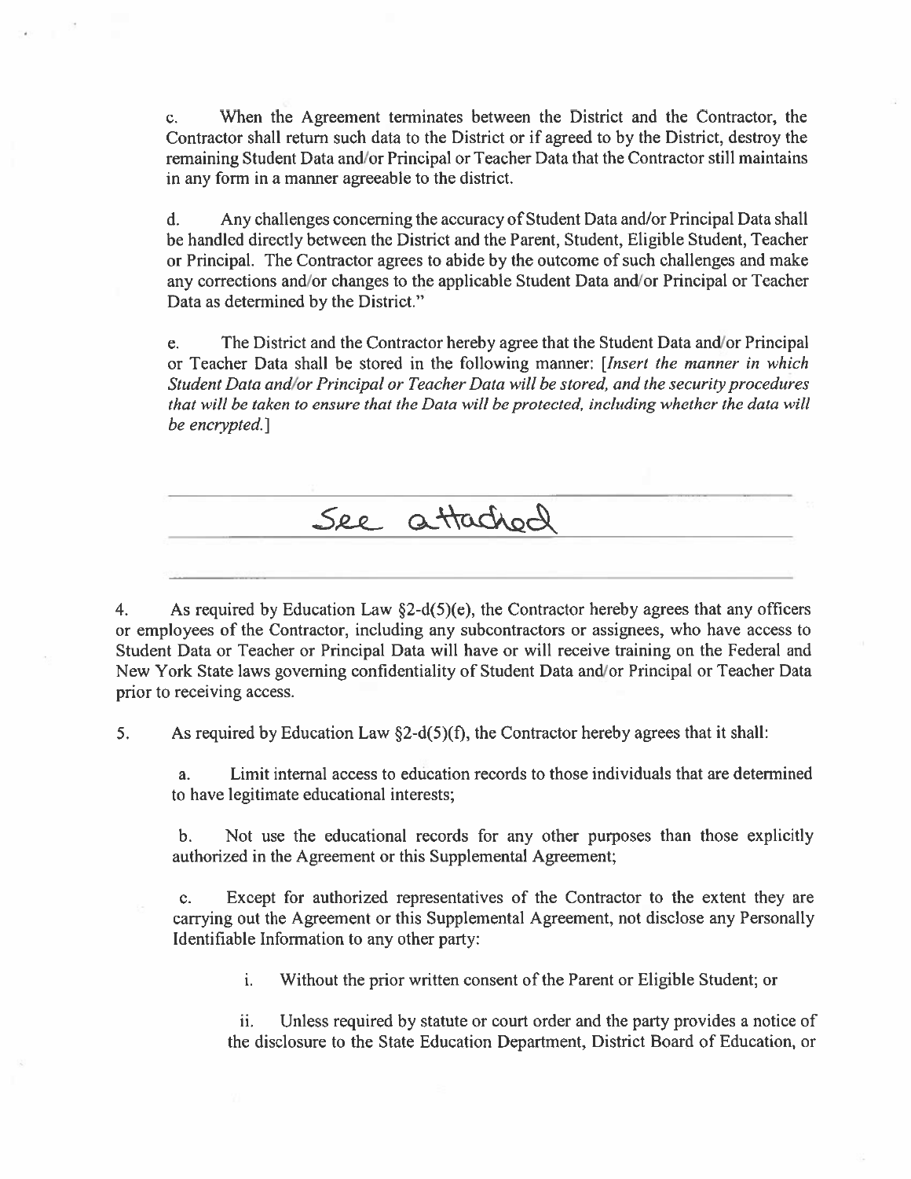c. When the Agreement terminates between the District and the Contractor, the Contractor shall return such data to the District or if agreed to by the District, destroy the remaining Student Data and/or Principal or Teacher Data that the Contractor still maintains in any form in a manner agreeable to the district.

d. Any challenges concerning the accuracy of Student Data and/or Principal Data shall be handled directly between the District and the Parent, Student, Eligible Student, Teacher or Principal. The Contractor agrees to abide by the outcome of such challenges and make any corrections and/or changes to the applicable Student Data and/or Principal or Teacher Data as determined by the District."

e. The District and the Contractor hereby agree that the Student Data and/or Principal or Teacher Data shall be stored in the following manner: [*Insert the manner in which Student Data and/or Principal or Teacher Data will be stored, and the security procedures that will be taken to ensure that the Data will be protected, including whether the data will be encrypted.*]

See attached

4. As required by Education Law §2-d(5)(e), the Contractor hereby agrees that any officers or employees of the Contractor, including any subcontractors or assignees, who have access to Student Data or Teacher or Principal Data will have or will receive training on the Federal and New York State laws governing confidentiality of Student Data and/or Principal or Teacher Data prior to receiving access.

5. As required by Education Law §2-d(5)(f), the Contractor hereby agrees that it shall:

a. Limit internal access to education records to those individuals that are determined to have legitimate educational interests;

b. Not use the educational records for any other purposes than those explicitly authorized in the Agreement or this Supplemental Agreement;

c. Except for authorized representatives of the Contractor to the extent they are carrying out the Agreement or this Supplemental Agreement, not disclose any Personally Identifiable Information to any other party:

i. Without the prior written consent of the Parent or Eligible Student; or

ii. Unless required by statute or court order and the party provides a notice of the disclosure to the State Education Department, District Board of Education, or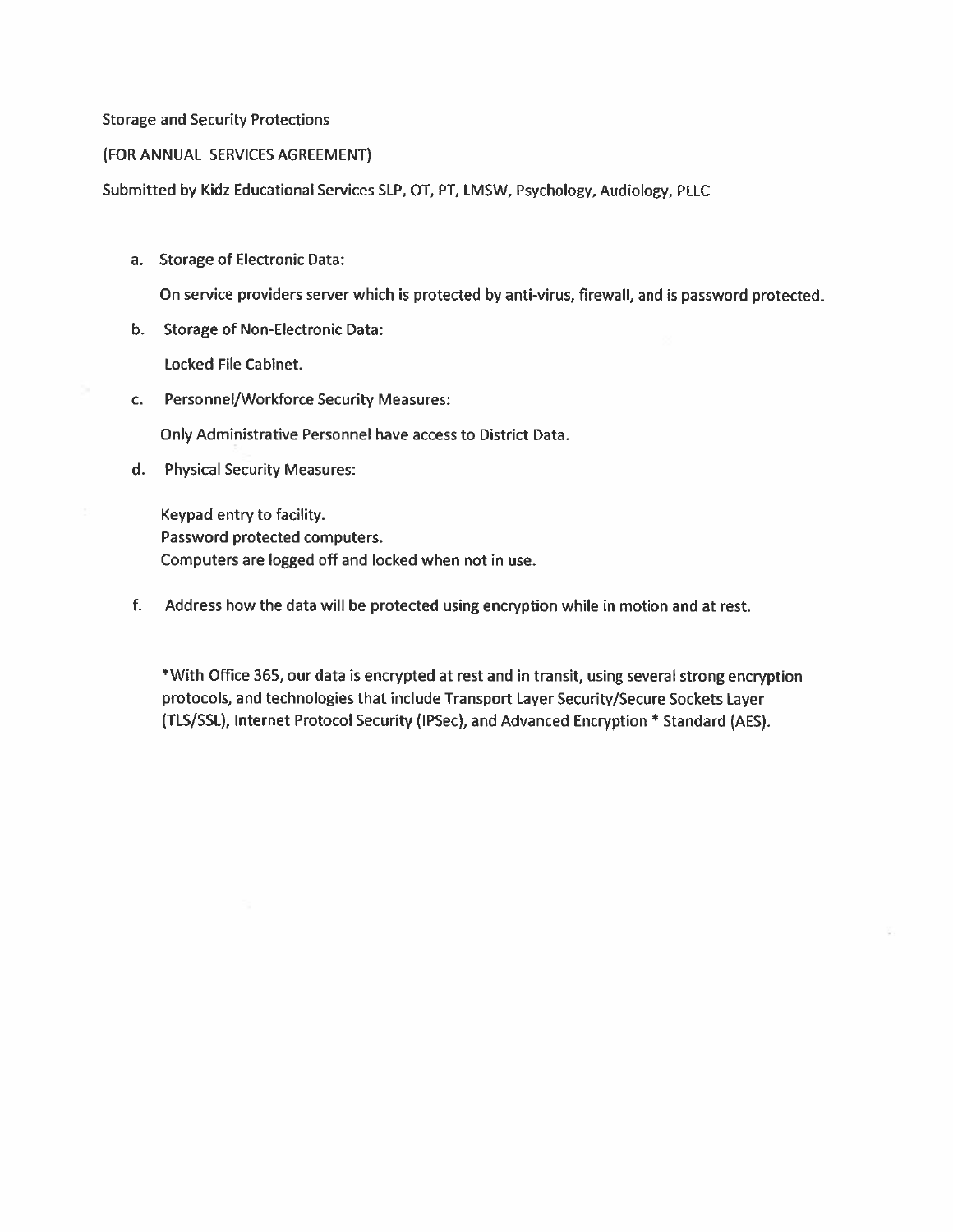Storage and Security Protections

(FOR ANNUAL SERVICES AGREEMENT)

Submitted by Kidz Educational Services SLP, OT, PT, LMSW, Psychology, Audiology, PLLC

a. Storage of Electronic Data:

   **On service providers server which is protected by anti-virus, firewall, and is password protected.**

b. Storage of Non-Electronic Data:

   **Locked File Cabinet.**

c. Personnel/Workforce Security Measures:

   **Only Administrative Personnel have access to District Data.**

d. Physical Security Measures:

   **Keypad entry to facility.**
   **Password protected computers.**
   **Computers are logged off and locked when not in use.**

f. Address how the data will be protected using encryption while in motion and at rest.

   **\*With Office 365, our data is encrypted at rest and in transit, using several strong encryption protocols, and technologies that include Transport Layer Security/Secure Sockets Layer (TLS/SSL), Internet Protocol Security (IPSec), and Advanced Encryption \* Standard (AES).**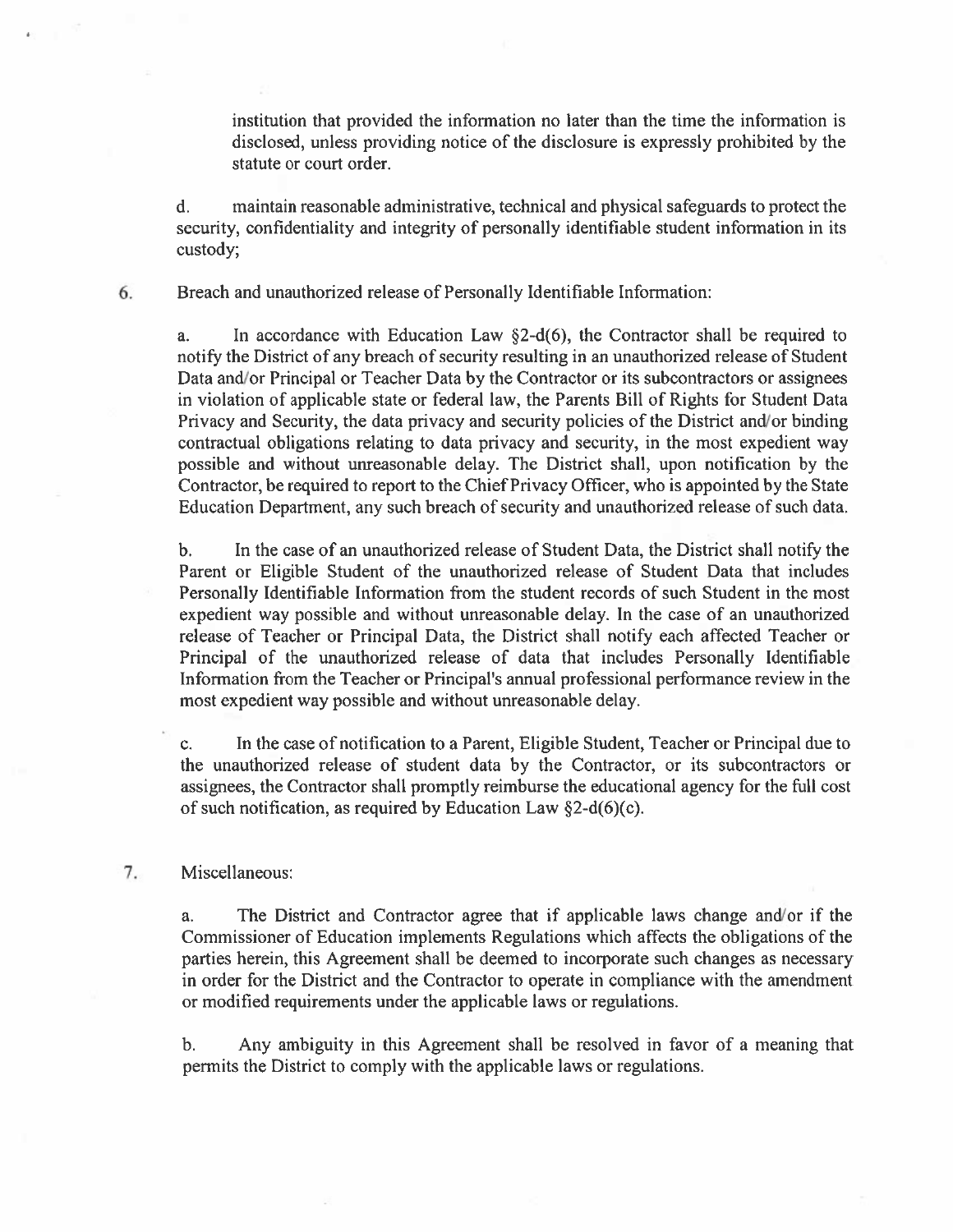institution that provided the information no later than the time the information is disclosed, unless providing notice of the disclosure is expressly prohibited by the statute or court order.

d. maintain reasonable administrative, technical and physical safeguards to protect the security, confidentiality and integrity of personally identifiable student information in its custody;

6. Breach and unauthorized release of Personally Identifiable Information:

   a. In accordance with Education Law §2-d(6), the Contractor shall be required to notify the District of any breach of security resulting in an unauthorized release of Student Data and/or Principal or Teacher Data by the Contractor or its subcontractors or assignees in violation of applicable state or federal law, the Parents Bill of Rights for Student Data Privacy and Security, the data privacy and security policies of the District and/or binding contractual obligations relating to data privacy and security, in the most expedient way possible and without unreasonable delay. The District shall, upon notification by the Contractor, be required to report to the Chief Privacy Officer, who is appointed by the State Education Department, any such breach of security and unauthorized release of such data.

   b. In the case of an unauthorized release of Student Data, the District shall notify the Parent or Eligible Student of the unauthorized release of Student Data that includes Personally Identifiable Information from the student records of such Student in the most expedient way possible and without unreasonable delay. In the case of an unauthorized release of Teacher or Principal Data, the District shall notify each affected Teacher or Principal of the unauthorized release of data that includes Personally Identifiable Information from the Teacher or Principal's annual professional performance review in the most expedient way possible and without unreasonable delay.

   c. In the case of notification to a Parent, Eligible Student, Teacher or Principal due to the unauthorized release of student data by the Contractor, or its subcontractors or assignees, the Contractor shall promptly reimburse the educational agency for the full cost of such notification, as required by Education Law §2-d(6)(c).

7. Miscellaneous:

   a. The District and Contractor agree that if applicable laws change and/or if the Commissioner of Education implements Regulations which affects the obligations of the parties herein, this Agreement shall be deemed to incorporate such changes as necessary in order for the District and the Contractor to operate in compliance with the amendment or modified requirements under the applicable laws or regulations.

   b. Any ambiguity in this Agreement shall be resolved in favor of a meaning that permits the District to comply with the applicable laws or regulations.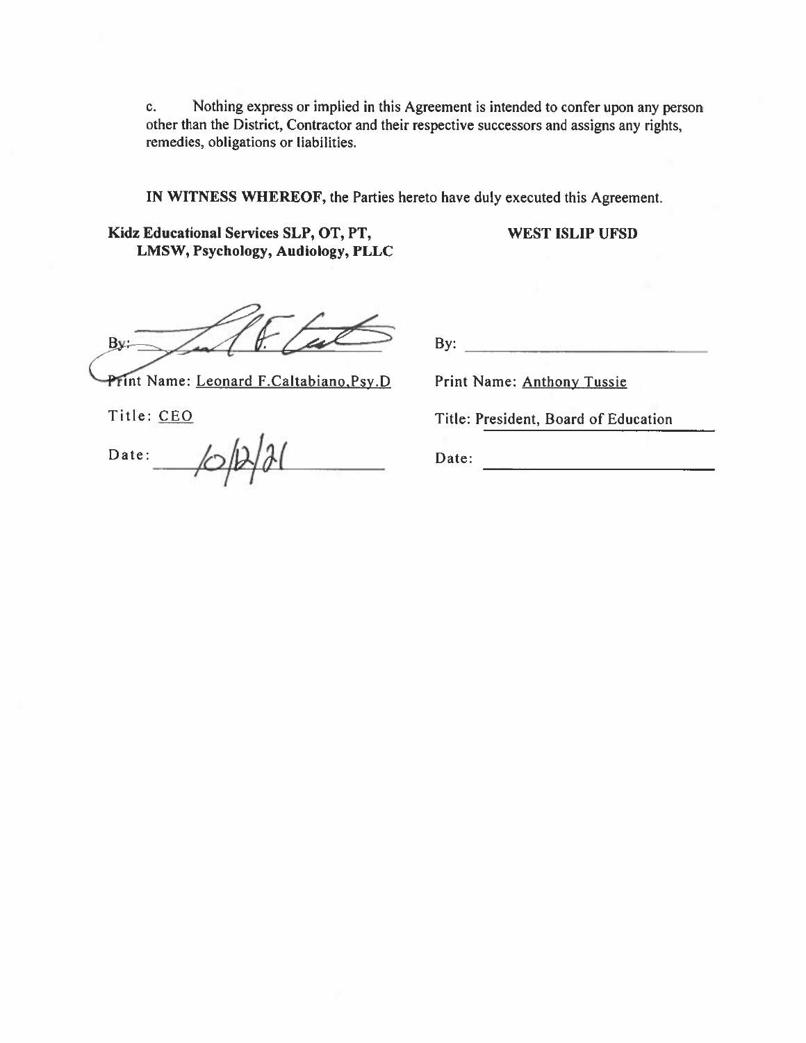c. Nothing express or implied in this Agreement is intended to confer upon any person other than the District, Contractor and their respective successors and assigns any rights, remedies, obligations or liabilities.

**IN WITNESS WHEREOF,** the Parties hereto have duly executed this Agreement.

| **Kidz Educational Services SLP, OT, PT, LMSW, Psychology, Audiology, PLLC** | **WEST ISLIP UFSD** |
|---|---|
| By: [signature] | By: \_\_\_\_\_\_\_\_\_\_\_\_\_\_\_\_ |
| Print Name: Leonard F.Caltabiano,Psy.D | Print Name: Anthony Tussie |
| Title: CEO | Title: President, Board of Education |
| Date: 10/12/21 | Date: \_\_\_\_\_\_\_\_\_\_\_\_\_\_\_\_ |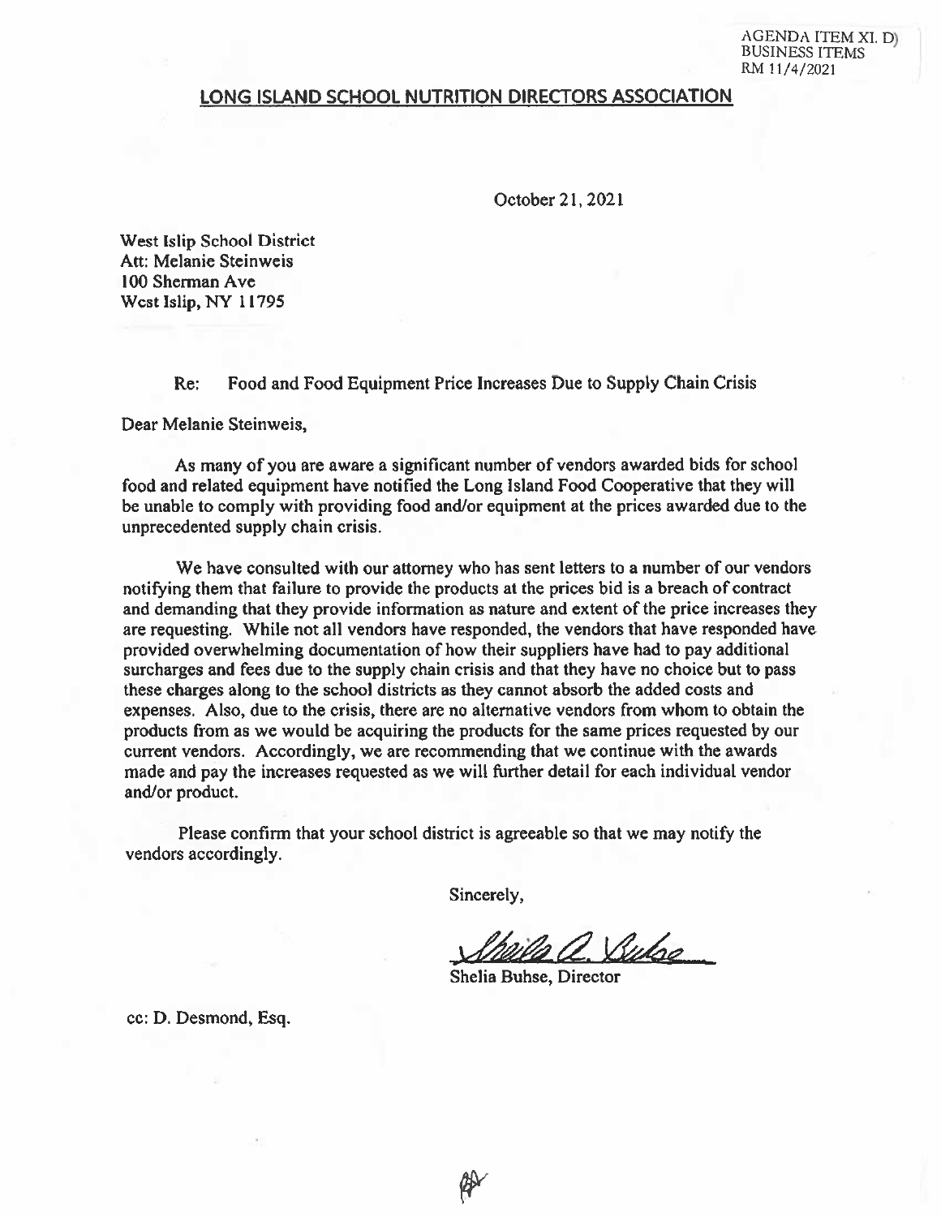AGENDA ITEM XI. D)
BUSINESS ITEMS
RM 11/4/2021

## LONG ISLAND SCHOOL NUTRITION DIRECTORS ASSOCIATION

October 21, 2021

West Islip School District
Att: Melanie Steinweis
100 Sherman Ave
West Islip, NY 11795

Re: Food and Food Equipment Price Increases Due to Supply Chain Crisis

Dear Melanie Steinweis,

As many of you are aware a significant number of vendors awarded bids for school food and related equipment have notified the Long Island Food Cooperative that they will be unable to comply with providing food and/or equipment at the prices awarded due to the unprecedented supply chain crisis.

We have consulted with our attorney who has sent letters to a number of our vendors notifying them that failure to provide the products at the prices bid is a breach of contract and demanding that they provide information as nature and extent of the price increases they are requesting. While not all vendors have responded, the vendors that have responded have provided overwhelming documentation of how their suppliers have had to pay additional surcharges and fees due to the supply chain crisis and that they have no choice but to pass these charges along to the school districts as they cannot absorb the added costs and expenses. Also, due to the crisis, there are no alternative vendors from whom to obtain the products from as we would be acquiring the products for the same prices requested by our current vendors. Accordingly, we are recommending that we continue with the awards made and pay the increases requested as we will further detail for each individual vendor and/or product.

Please confirm that your school district is agreeable so that we may notify the vendors accordingly.

Sincerely,

Shelia A. Buhse

Shelia Buhse, Director

cc: D. Desmond, Esq.